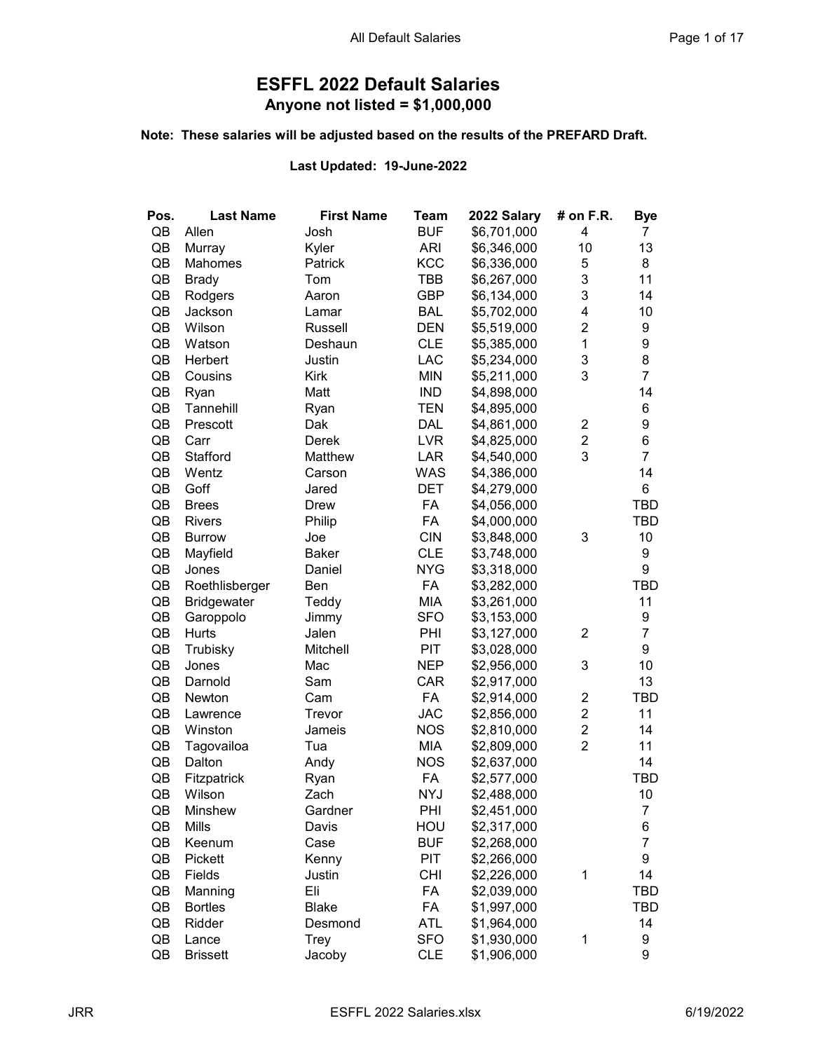# ESFFL 2022 Default Salaries

## Anyone not listed = $1,000,000

**Note: These salaries will be adjusted based on the results of the PREFARD Draft.**

**Last Updated: 19-June-2022**

| Pos. | Last Name | First Name | Team | 2022 Salary | # on F.R. | Bye |
|---|---|---|---|---|---|---|
| QB | Allen | Josh | BUF | $6,701,000 | 4 | 7 |
| QB | Murray | Kyler | ARI | $6,346,000 | 10 | 13 |
| QB | Mahomes | Patrick | KCC | $6,336,000 | 5 | 8 |
| QB | Brady | Tom | TBB | $6,267,000 | 3 | 11 |
| QB | Rodgers | Aaron | GBP | $6,134,000 | 3 | 14 |
| QB | Jackson | Lamar | BAL | $5,702,000 | 4 | 10 |
| QB | Wilson | Russell | DEN | $5,519,000 | 2 | 9 |
| QB | Watson | Deshaun | CLE | $5,385,000 | 1 | 9 |
| QB | Herbert | Justin | LAC | $5,234,000 | 3 | 8 |
| QB | Cousins | Kirk | MIN | $5,211,000 | 3 | 7 |
| QB | Ryan | Matt | IND | $4,898,000 | | 14 |
| QB | Tannehill | Ryan | TEN | $4,895,000 | | 6 |
| QB | Prescott | Dak | DAL | $4,861,000 | 2 | 9 |
| QB | Carr | Derek | LVR | $4,825,000 | 2 | 6 |
| QB | Stafford | Matthew | LAR | $4,540,000 | 3 | 7 |
| QB | Wentz | Carson | WAS | $4,386,000 | | 14 |
| QB | Goff | Jared | DET | $4,279,000 | | 6 |
| QB | Brees | Drew | FA | $4,056,000 | | TBD |
| QB | Rivers | Philip | FA | $4,000,000 | | TBD |
| QB | Burrow | Joe | CIN | $3,848,000 | 3 | 10 |
| QB | Mayfield | Baker | CLE | $3,748,000 | | 9 |
| QB | Jones | Daniel | NYG | $3,318,000 | | 9 |
| QB | Roethlisberger | Ben | FA | $3,282,000 | | TBD |
| QB | Bridgewater | Teddy | MIA | $3,261,000 | | 11 |
| QB | Garoppolo | Jimmy | SFO | $3,153,000 | | 9 |
| QB | Hurts | Jalen | PHI | $3,127,000 | 2 | 7 |
| QB | Trubisky | Mitchell | PIT | $3,028,000 | | 9 |
| QB | Jones | Mac | NEP | $2,956,000 | 3 | 10 |
| QB | Darnold | Sam | CAR | $2,917,000 | | 13 |
| QB | Newton | Cam | FA | $2,914,000 | 2 | TBD |
| QB | Lawrence | Trevor | JAC | $2,856,000 | 2 | 11 |
| QB | Winston | Jameis | NOS | $2,810,000 | 2 | 14 |
| QB | Tagovailoa | Tua | MIA | $2,809,000 | 2 | 11 |
| QB | Dalton | Andy | NOS | $2,637,000 | | 14 |
| QB | Fitzpatrick | Ryan | FA | $2,577,000 | | TBD |
| QB | Wilson | Zach | NYJ | $2,488,000 | | 10 |
| QB | Minshew | Gardner | PHI | $2,451,000 | | 7 |
| QB | Mills | Davis | HOU | $2,317,000 | | 6 |
| QB | Keenum | Case | BUF | $2,268,000 | | 7 |
| QB | Pickett | Kenny | PIT | $2,266,000 | | 9 |
| QB | Fields | Justin | CHI | $2,226,000 | 1 | 14 |
| QB | Manning | Eli | FA | $2,039,000 | | TBD |
| QB | Bortles | Blake | FA | $1,997,000 | | TBD |
| QB | Ridder | Desmond | ATL | $1,964,000 | | 14 |
| QB | Lance | Trey | SFO | $1,930,000 | 1 | 9 |
| QB | Brissett | Jacoby | CLE | $1,906,000 | | 9 |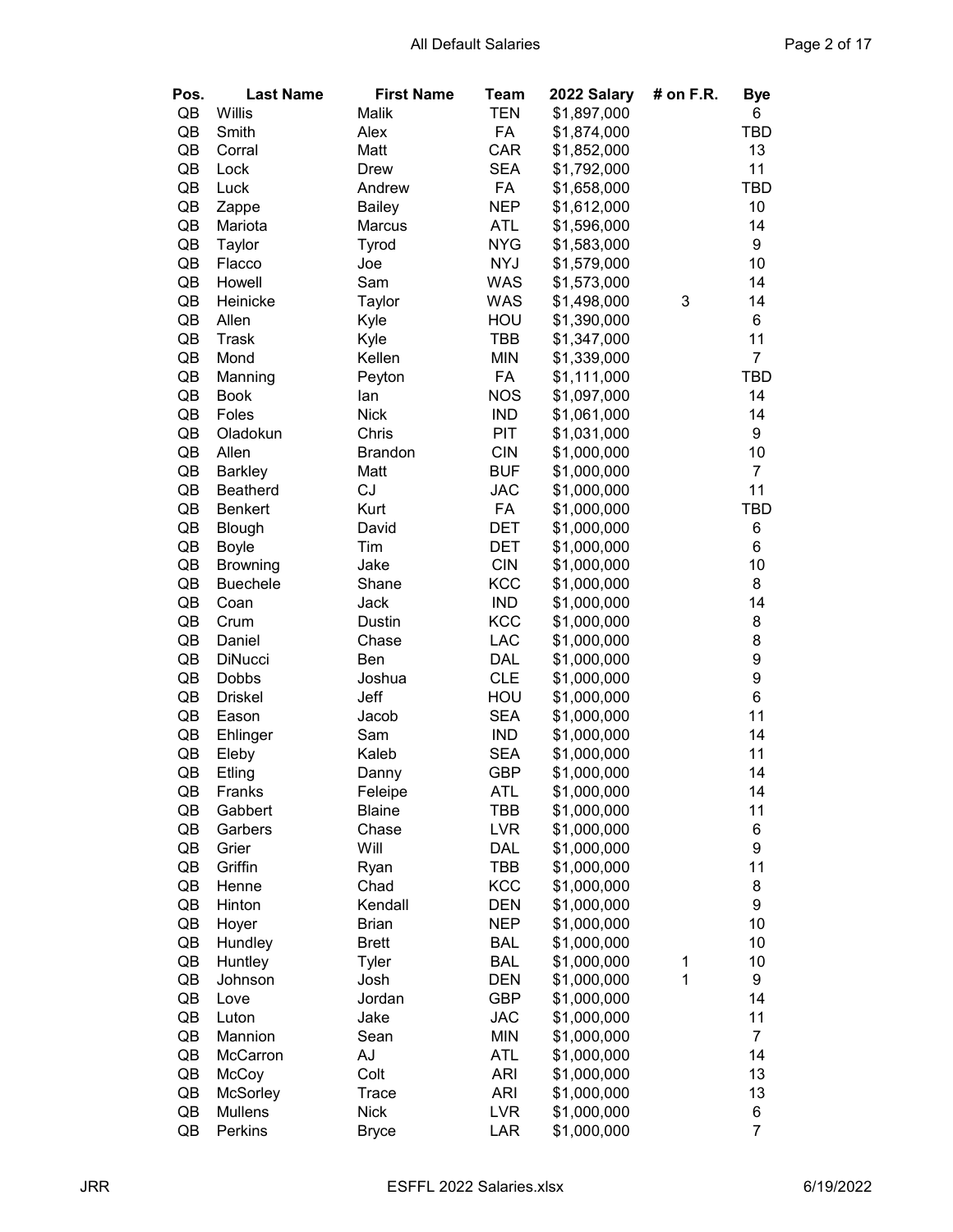| Pos. | Last Name | First Name | Team | 2022 Salary | # on F.R. | Bye |
|---|---|---|---|---|---|---|
| QB | Willis | Malik | TEN | $1,897,000 | | 6 |
| QB | Smith | Alex | FA | $1,874,000 | | TBD |
| QB | Corral | Matt | CAR | $1,852,000 | | 13 |
| QB | Lock | Drew | SEA | $1,792,000 | | 11 |
| QB | Luck | Andrew | FA | $1,658,000 | | TBD |
| QB | Zappe | Bailey | NEP | $1,612,000 | | 10 |
| QB | Mariota | Marcus | ATL | $1,596,000 | | 14 |
| QB | Taylor | Tyrod | NYG | $1,583,000 | | 9 |
| QB | Flacco | Joe | NYJ | $1,579,000 | | 10 |
| QB | Howell | Sam | WAS | $1,573,000 | | 14 |
| QB | Heinicke | Taylor | WAS | $1,498,000 | 3 | 14 |
| QB | Allen | Kyle | HOU | $1,390,000 | | 6 |
| QB | Trask | Kyle | TBB | $1,347,000 | | 11 |
| QB | Mond | Kellen | MIN | $1,339,000 | | 7 |
| QB | Manning | Peyton | FA | $1,111,000 | | TBD |
| QB | Book | Ian | NOS | $1,097,000 | | 14 |
| QB | Foles | Nick | IND | $1,061,000 | | 14 |
| QB | Oladokun | Chris | PIT | $1,031,000 | | 9 |
| QB | Allen | Brandon | CIN | $1,000,000 | | 10 |
| QB | Barkley | Matt | BUF | $1,000,000 | | 7 |
| QB | Beatherd | CJ | JAC | $1,000,000 | | 11 |
| QB | Benkert | Kurt | FA | $1,000,000 | | TBD |
| QB | Blough | David | DET | $1,000,000 | | 6 |
| QB | Boyle | Tim | DET | $1,000,000 | | 6 |
| QB | Browning | Jake | CIN | $1,000,000 | | 10 |
| QB | Buechele | Shane | KCC | $1,000,000 | | 8 |
| QB | Coan | Jack | IND | $1,000,000 | | 14 |
| QB | Crum | Dustin | KCC | $1,000,000 | | 8 |
| QB | Daniel | Chase | LAC | $1,000,000 | | 8 |
| QB | DiNucci | Ben | DAL | $1,000,000 | | 9 |
| QB | Dobbs | Joshua | CLE | $1,000,000 | | 9 |
| QB | Driskel | Jeff | HOU | $1,000,000 | | 6 |
| QB | Eason | Jacob | SEA | $1,000,000 | | 11 |
| QB | Ehlinger | Sam | IND | $1,000,000 | | 14 |
| QB | Eleby | Kaleb | SEA | $1,000,000 | | 11 |
| QB | Etling | Danny | GBP | $1,000,000 | | 14 |
| QB | Franks | Feleipe | ATL | $1,000,000 | | 14 |
| QB | Gabbert | Blaine | TBB | $1,000,000 | | 11 |
| QB | Garbers | Chase | LVR | $1,000,000 | | 6 |
| QB | Grier | Will | DAL | $1,000,000 | | 9 |
| QB | Griffin | Ryan | TBB | $1,000,000 | | 11 |
| QB | Henne | Chad | KCC | $1,000,000 | | 8 |
| QB | Hinton | Kendall | DEN | $1,000,000 | | 9 |
| QB | Hoyer | Brian | NEP | $1,000,000 | | 10 |
| QB | Hundley | Brett | BAL | $1,000,000 | | 10 |
| QB | Huntley | Tyler | BAL | $1,000,000 | 1 | 10 |
| QB | Johnson | Josh | DEN | $1,000,000 | 1 | 9 |
| QB | Love | Jordan | GBP | $1,000,000 | | 14 |
| QB | Luton | Jake | JAC | $1,000,000 | | 11 |
| QB | Mannion | Sean | MIN | $1,000,000 | | 7 |
| QB | McCarron | AJ | ATL | $1,000,000 | | 14 |
| QB | McCoy | Colt | ARI | $1,000,000 | | 13 |
| QB | McSorley | Trace | ARI | $1,000,000 | | 13 |
| QB | Mullens | Nick | LVR | $1,000,000 | | 6 |
| QB | Perkins | Bryce | LAR | $1,000,000 | | 7 |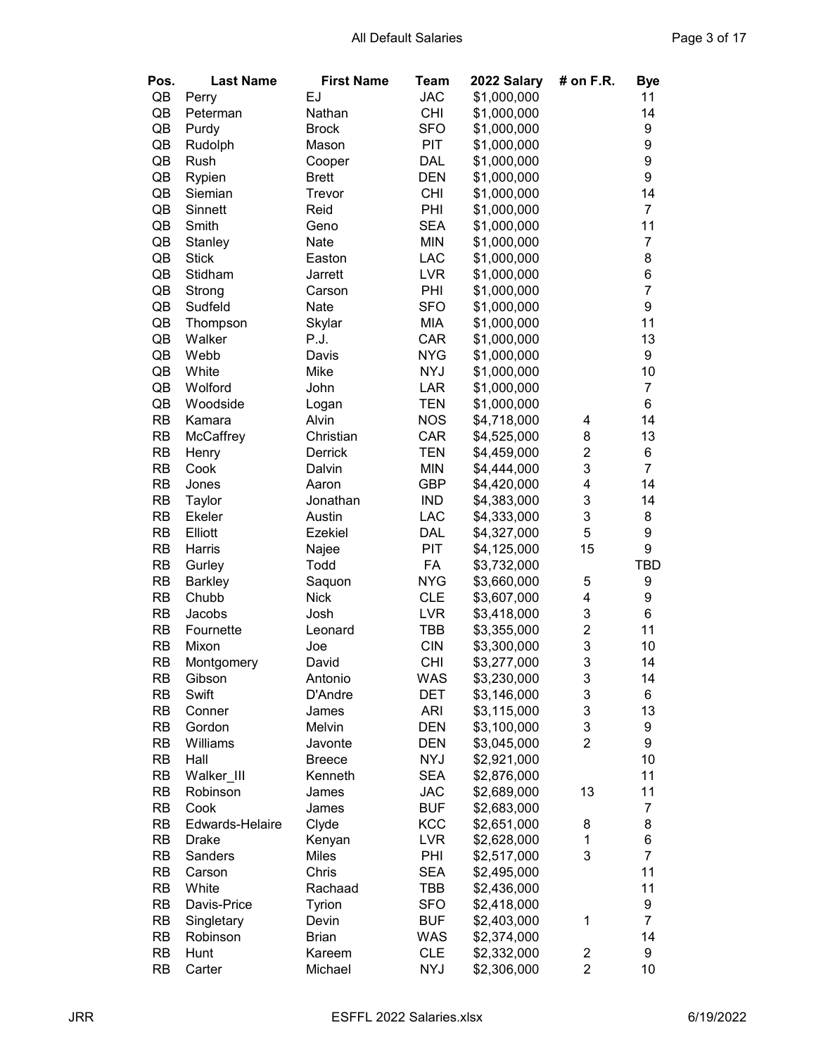| Pos. | Last Name | First Name | Team | 2022 Salary | # on F.R. | Bye |
|---|---|---|---|---|---|---|
| QB | Perry | EJ | JAC | $1,000,000 | | 11 |
| QB | Peterman | Nathan | CHI | $1,000,000 | | 14 |
| QB | Purdy | Brock | SFO | $1,000,000 | | 9 |
| QB | Rudolph | Mason | PIT | $1,000,000 | | 9 |
| QB | Rush | Cooper | DAL | $1,000,000 | | 9 |
| QB | Rypien | Brett | DEN | $1,000,000 | | 9 |
| QB | Siemian | Trevor | CHI | $1,000,000 | | 14 |
| QB | Sinnett | Reid | PHI | $1,000,000 | | 7 |
| QB | Smith | Geno | SEA | $1,000,000 | | 11 |
| QB | Stanley | Nate | MIN | $1,000,000 | | 7 |
| QB | Stick | Easton | LAC | $1,000,000 | | 8 |
| QB | Stidham | Jarrett | LVR | $1,000,000 | | 6 |
| QB | Strong | Carson | PHI | $1,000,000 | | 7 |
| QB | Sudfeld | Nate | SFO | $1,000,000 | | 9 |
| QB | Thompson | Skylar | MIA | $1,000,000 | | 11 |
| QB | Walker | P.J. | CAR | $1,000,000 | | 13 |
| QB | Webb | Davis | NYG | $1,000,000 | | 9 |
| QB | White | Mike | NYJ | $1,000,000 | | 10 |
| QB | Wolford | John | LAR | $1,000,000 | | 7 |
| QB | Woodside | Logan | TEN | $1,000,000 | | 6 |
| RB | Kamara | Alvin | NOS | $4,718,000 | 4 | 14 |
| RB | McCaffrey | Christian | CAR | $4,525,000 | 8 | 13 |
| RB | Henry | Derrick | TEN | $4,459,000 | 2 | 6 |
| RB | Cook | Dalvin | MIN | $4,444,000 | 3 | 7 |
| RB | Jones | Aaron | GBP | $4,420,000 | 4 | 14 |
| RB | Taylor | Jonathan | IND | $4,383,000 | 3 | 14 |
| RB | Ekeler | Austin | LAC | $4,333,000 | 3 | 8 |
| RB | Elliott | Ezekiel | DAL | $4,327,000 | 5 | 9 |
| RB | Harris | Najee | PIT | $4,125,000 | 15 | 9 |
| RB | Gurley | Todd | FA | $3,732,000 | | TBD |
| RB | Barkley | Saquon | NYG | $3,660,000 | 5 | 9 |
| RB | Chubb | Nick | CLE | $3,607,000 | 4 | 9 |
| RB | Jacobs | Josh | LVR | $3,418,000 | 3 | 6 |
| RB | Fournette | Leonard | TBB | $3,355,000 | 2 | 11 |
| RB | Mixon | Joe | CIN | $3,300,000 | 3 | 10 |
| RB | Montgomery | David | CHI | $3,277,000 | 3 | 14 |
| RB | Gibson | Antonio | WAS | $3,230,000 | 3 | 14 |
| RB | Swift | D'Andre | DET | $3,146,000 | 3 | 6 |
| RB | Conner | James | ARI | $3,115,000 | 3 | 13 |
| RB | Gordon | Melvin | DEN | $3,100,000 | 3 | 9 |
| RB | Williams | Javonte | DEN | $3,045,000 | 2 | 9 |
| RB | Hall | Breece | NYJ | $2,921,000 | | 10 |
| RB | Walker_III | Kenneth | SEA | $2,876,000 | | 11 |
| RB | Robinson | James | JAC | $2,689,000 | 13 | 11 |
| RB | Cook | James | BUF | $2,683,000 | | 7 |
| RB | Edwards-Helaire | Clyde | KCC | $2,651,000 | 8 | 8 |
| RB | Drake | Kenyan | LVR | $2,628,000 | 1 | 6 |
| RB | Sanders | Miles | PHI | $2,517,000 | 3 | 7 |
| RB | Carson | Chris | SEA | $2,495,000 | | 11 |
| RB | White | Rachaad | TBB | $2,436,000 | | 11 |
| RB | Davis-Price | Tyrion | SFO | $2,418,000 | | 9 |
| RB | Singletary | Devin | BUF | $2,403,000 | 1 | 7 |
| RB | Robinson | Brian | WAS | $2,374,000 | | 14 |
| RB | Hunt | Kareem | CLE | $2,332,000 | 2 | 9 |
| RB | Carter | Michael | NYJ | $2,306,000 | 2 | 10 |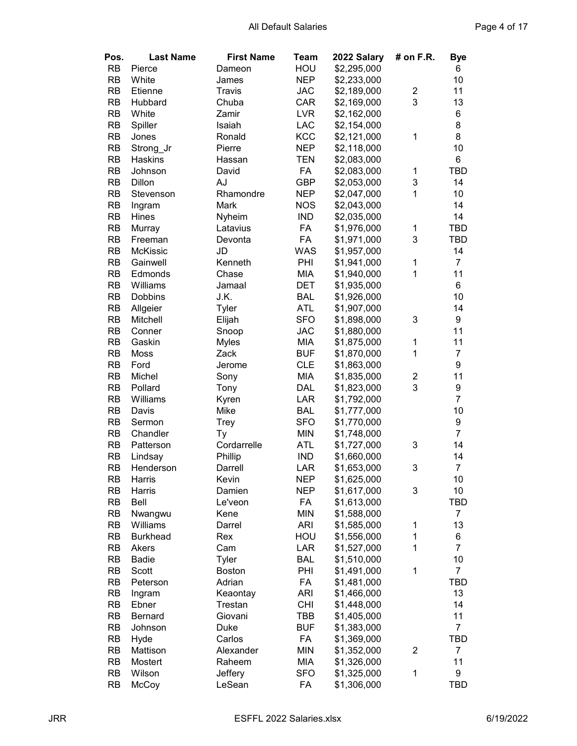| Pos. | Last Name | First Name | Team | 2022 Salary | # on F.R. | Bye |
|---|---|---|---|---|---|---|
| RB | Pierce | Dameon | HOU | $2,295,000 | | 6 |
| RB | White | James | NEP | $2,233,000 | | 10 |
| RB | Etienne | Travis | JAC | $2,189,000 | 2 | 11 |
| RB | Hubbard | Chuba | CAR | $2,169,000 | 3 | 13 |
| RB | White | Zamir | LVR | $2,162,000 | | 6 |
| RB | Spiller | Isaiah | LAC | $2,154,000 | | 8 |
| RB | Jones | Ronald | KCC | $2,121,000 | 1 | 8 |
| RB | Strong_Jr | Pierre | NEP | $2,118,000 | | 10 |
| RB | Haskins | Hassan | TEN | $2,083,000 | | 6 |
| RB | Johnson | David | FA | $2,083,000 | 1 | TBD |
| RB | Dillon | AJ | GBP | $2,053,000 | 3 | 14 |
| RB | Stevenson | Rhamondre | NEP | $2,047,000 | 1 | 10 |
| RB | Ingram | Mark | NOS | $2,043,000 | | 14 |
| RB | Hines | Nyheim | IND | $2,035,000 | | 14 |
| RB | Murray | Latavius | FA | $1,976,000 | 1 | TBD |
| RB | Freeman | Devonta | FA | $1,971,000 | 3 | TBD |
| RB | McKissic | JD | WAS | $1,957,000 | | 14 |
| RB | Gainwell | Kenneth | PHI | $1,941,000 | 1 | 7 |
| RB | Edmonds | Chase | MIA | $1,940,000 | 1 | 11 |
| RB | Williams | Jamaal | DET | $1,935,000 | | 6 |
| RB | Dobbins | J.K. | BAL | $1,926,000 | | 10 |
| RB | Allgeier | Tyler | ATL | $1,907,000 | | 14 |
| RB | Mitchell | Elijah | SFO | $1,898,000 | 3 | 9 |
| RB | Conner | Snoop | JAC | $1,880,000 | | 11 |
| RB | Gaskin | Myles | MIA | $1,875,000 | 1 | 11 |
| RB | Moss | Zack | BUF | $1,870,000 | 1 | 7 |
| RB | Ford | Jerome | CLE | $1,863,000 | | 9 |
| RB | Michel | Sony | MIA | $1,835,000 | 2 | 11 |
| RB | Pollard | Tony | DAL | $1,823,000 | 3 | 9 |
| RB | Williams | Kyren | LAR | $1,792,000 | | 7 |
| RB | Davis | Mike | BAL | $1,777,000 | | 10 |
| RB | Sermon | Trey | SFO | $1,770,000 | | 9 |
| RB | Chandler | Ty | MIN | $1,748,000 | | 7 |
| RB | Patterson | Cordarrelle | ATL | $1,727,000 | 3 | 14 |
| RB | Lindsay | Phillip | IND | $1,660,000 | | 14 |
| RB | Henderson | Darrell | LAR | $1,653,000 | 3 | 7 |
| RB | Harris | Kevin | NEP | $1,625,000 | | 10 |
| RB | Harris | Damien | NEP | $1,617,000 | 3 | 10 |
| RB | Bell | Le'veon | FA | $1,613,000 | | TBD |
| RB | Nwangwu | Kene | MIN | $1,588,000 | | 7 |
| RB | Williams | Darrel | ARI | $1,585,000 | 1 | 13 |
| RB | Burkhead | Rex | HOU | $1,556,000 | 1 | 6 |
| RB | Akers | Cam | LAR | $1,527,000 | 1 | 7 |
| RB | Badie | Tyler | BAL | $1,510,000 | | 10 |
| RB | Scott | Boston | PHI | $1,491,000 | 1 | 7 |
| RB | Peterson | Adrian | FA | $1,481,000 | | TBD |
| RB | Ingram | Keaontay | ARI | $1,466,000 | | 13 |
| RB | Ebner | Trestan | CHI | $1,448,000 | | 14 |
| RB | Bernard | Giovani | TBB | $1,405,000 | | 11 |
| RB | Johnson | Duke | BUF | $1,383,000 | | 7 |
| RB | Hyde | Carlos | FA | $1,369,000 | | TBD |
| RB | Mattison | Alexander | MIN | $1,352,000 | 2 | 7 |
| RB | Mostert | Raheem | MIA | $1,326,000 | | 11 |
| RB | Wilson | Jeffery | SFO | $1,325,000 | 1 | 9 |
| RB | McCoy | LeSean | FA | $1,306,000 | | TBD |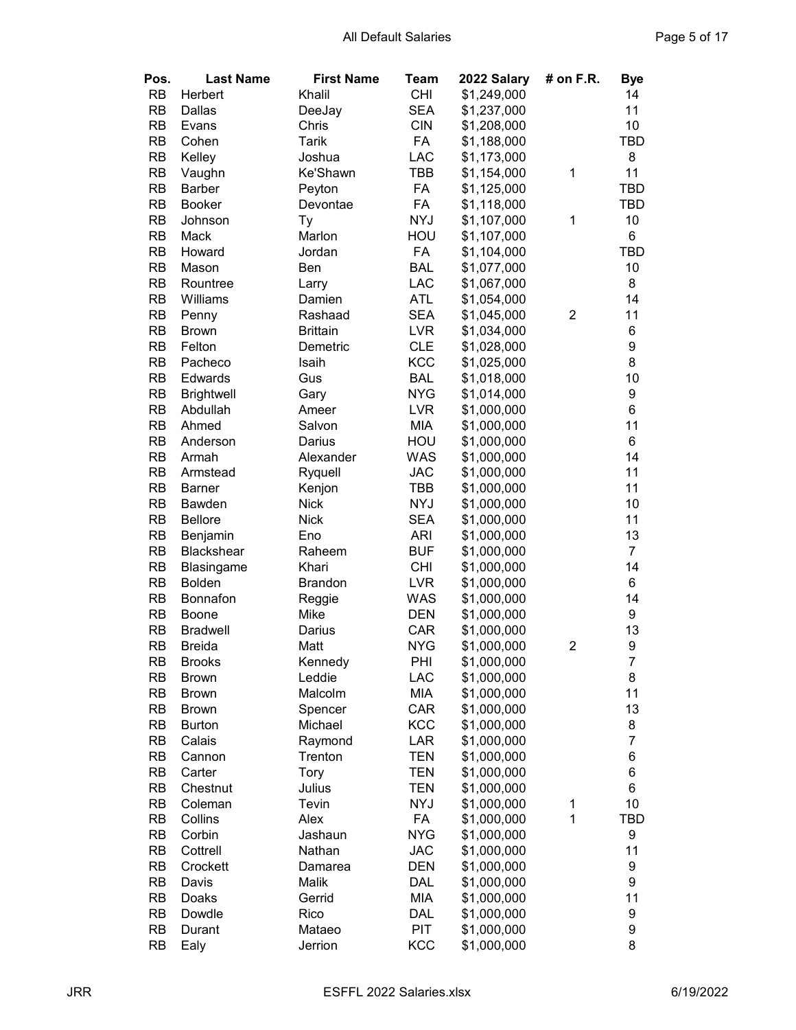| Pos. | Last Name | First Name | Team | 2022 Salary | # on F.R. | Bye |
|---|---|---|---|---|---|---|
| RB | Herbert | Khalil | CHI | $1,249,000 | | 14 |
| RB | Dallas | DeeJay | SEA | $1,237,000 | | 11 |
| RB | Evans | Chris | CIN | $1,208,000 | | 10 |
| RB | Cohen | Tarik | FA | $1,188,000 | | TBD |
| RB | Kelley | Joshua | LAC | $1,173,000 | | 8 |
| RB | Vaughn | Ke'Shawn | TBB | $1,154,000 | 1 | 11 |
| RB | Barber | Peyton | FA | $1,125,000 | | TBD |
| RB | Booker | Devontae | FA | $1,118,000 | | TBD |
| RB | Johnson | Ty | NYJ | $1,107,000 | 1 | 10 |
| RB | Mack | Marlon | HOU | $1,107,000 | | 6 |
| RB | Howard | Jordan | FA | $1,104,000 | | TBD |
| RB | Mason | Ben | BAL | $1,077,000 | | 10 |
| RB | Rountree | Larry | LAC | $1,067,000 | | 8 |
| RB | Williams | Damien | ATL | $1,054,000 | | 14 |
| RB | Penny | Rashaad | SEA | $1,045,000 | 2 | 11 |
| RB | Brown | Brittain | LVR | $1,034,000 | | 6 |
| RB | Felton | Demetric | CLE | $1,028,000 | | 9 |
| RB | Pacheco | Isaih | KCC | $1,025,000 | | 8 |
| RB | Edwards | Gus | BAL | $1,018,000 | | 10 |
| RB | Brightwell | Gary | NYG | $1,014,000 | | 9 |
| RB | Abdullah | Ameer | LVR | $1,000,000 | | 6 |
| RB | Ahmed | Salvon | MIA | $1,000,000 | | 11 |
| RB | Anderson | Darius | HOU | $1,000,000 | | 6 |
| RB | Armah | Alexander | WAS | $1,000,000 | | 14 |
| RB | Armstead | Ryquell | JAC | $1,000,000 | | 11 |
| RB | Barner | Kenjon | TBB | $1,000,000 | | 11 |
| RB | Bawden | Nick | NYJ | $1,000,000 | | 10 |
| RB | Bellore | Nick | SEA | $1,000,000 | | 11 |
| RB | Benjamin | Eno | ARI | $1,000,000 | | 13 |
| RB | Blackshear | Raheem | BUF | $1,000,000 | | 7 |
| RB | Blasingame | Khari | CHI | $1,000,000 | | 14 |
| RB | Bolden | Brandon | LVR | $1,000,000 | | 6 |
| RB | Bonnafon | Reggie | WAS | $1,000,000 | | 14 |
| RB | Boone | Mike | DEN | $1,000,000 | | 9 |
| RB | Bradwell | Darius | CAR | $1,000,000 | | 13 |
| RB | Breida | Matt | NYG | $1,000,000 | 2 | 9 |
| RB | Brooks | Kennedy | PHI | $1,000,000 | | 7 |
| RB | Brown | Leddie | LAC | $1,000,000 | | 8 |
| RB | Brown | Malcolm | MIA | $1,000,000 | | 11 |
| RB | Brown | Spencer | CAR | $1,000,000 | | 13 |
| RB | Burton | Michael | KCC | $1,000,000 | | 8 |
| RB | Calais | Raymond | LAR | $1,000,000 | | 7 |
| RB | Cannon | Trenton | TEN | $1,000,000 | | 6 |
| RB | Carter | Tory | TEN | $1,000,000 | | 6 |
| RB | Chestnut | Julius | TEN | $1,000,000 | | 6 |
| RB | Coleman | Tevin | NYJ | $1,000,000 | 1 | 10 |
| RB | Collins | Alex | FA | $1,000,000 | 1 | TBD |
| RB | Corbin | Jashaun | NYG | $1,000,000 | | 9 |
| RB | Cottrell | Nathan | JAC | $1,000,000 | | 11 |
| RB | Crockett | Damarea | DEN | $1,000,000 | | 9 |
| RB | Davis | Malik | DAL | $1,000,000 | | 9 |
| RB | Doaks | Gerrid | MIA | $1,000,000 | | 11 |
| RB | Dowdle | Rico | DAL | $1,000,000 | | 9 |
| RB | Durant | Mataeo | PIT | $1,000,000 | | 9 |
| RB | Ealy | Jerrion | KCC | $1,000,000 | | 8 |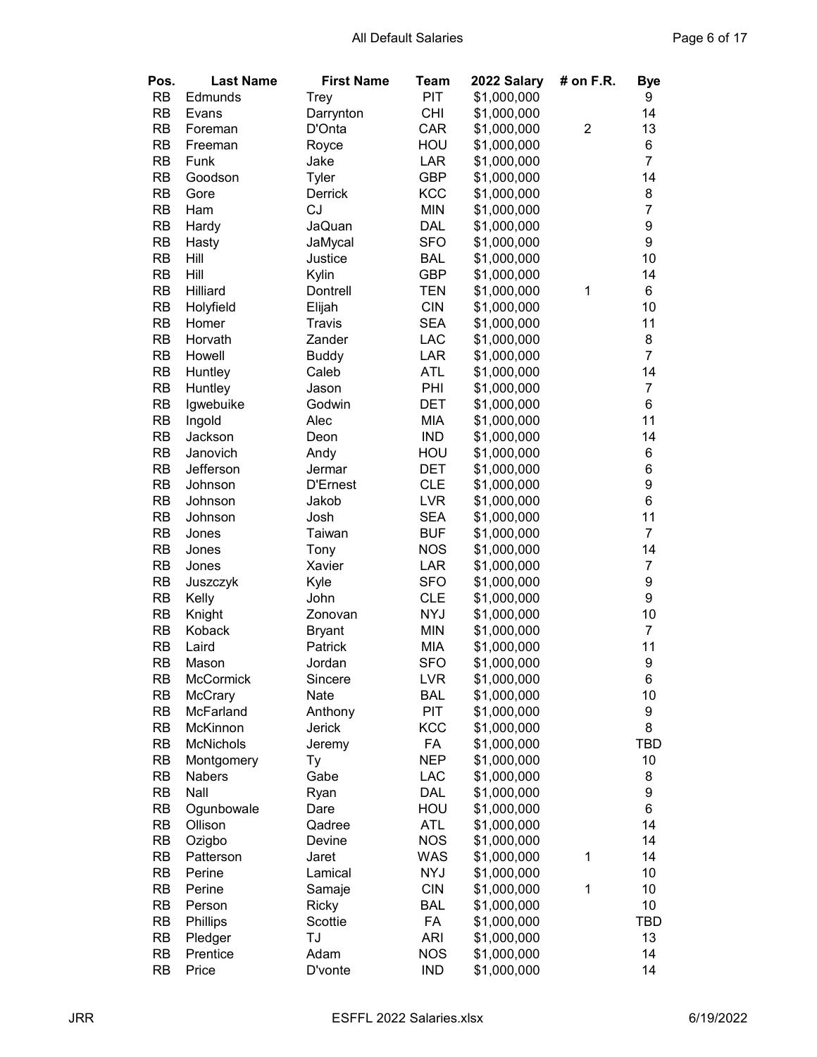| Pos. | Last Name | First Name | Team | 2022 Salary | # on F.R. | Bye |
|---|---|---|---|---|---|---|
| RB | Edmunds | Trey | PIT | $1,000,000 | | 9 |
| RB | Evans | Darrynton | CHI | $1,000,000 | | 14 |
| RB | Foreman | D'Onta | CAR | $1,000,000 | 2 | 13 |
| RB | Freeman | Royce | HOU | $1,000,000 | | 6 |
| RB | Funk | Jake | LAR | $1,000,000 | | 7 |
| RB | Goodson | Tyler | GBP | $1,000,000 | | 14 |
| RB | Gore | Derrick | KCC | $1,000,000 | | 8 |
| RB | Ham | CJ | MIN | $1,000,000 | | 7 |
| RB | Hardy | JaQuan | DAL | $1,000,000 | | 9 |
| RB | Hasty | JaMycal | SFO | $1,000,000 | | 9 |
| RB | Hill | Justice | BAL | $1,000,000 | | 10 |
| RB | Hill | Kylin | GBP | $1,000,000 | | 14 |
| RB | Hilliard | Dontrell | TEN | $1,000,000 | 1 | 6 |
| RB | Holyfield | Elijah | CIN | $1,000,000 | | 10 |
| RB | Homer | Travis | SEA | $1,000,000 | | 11 |
| RB | Horvath | Zander | LAC | $1,000,000 | | 8 |
| RB | Howell | Buddy | LAR | $1,000,000 | | 7 |
| RB | Huntley | Caleb | ATL | $1,000,000 | | 14 |
| RB | Huntley | Jason | PHI | $1,000,000 | | 7 |
| RB | Igwebuike | Godwin | DET | $1,000,000 | | 6 |
| RB | Ingold | Alec | MIA | $1,000,000 | | 11 |
| RB | Jackson | Deon | IND | $1,000,000 | | 14 |
| RB | Janovich | Andy | HOU | $1,000,000 | | 6 |
| RB | Jefferson | Jermar | DET | $1,000,000 | | 6 |
| RB | Johnson | D'Ernest | CLE | $1,000,000 | | 9 |
| RB | Johnson | Jakob | LVR | $1,000,000 | | 6 |
| RB | Johnson | Josh | SEA | $1,000,000 | | 11 |
| RB | Jones | Taiwan | BUF | $1,000,000 | | 7 |
| RB | Jones | Tony | NOS | $1,000,000 | | 14 |
| RB | Jones | Xavier | LAR | $1,000,000 | | 7 |
| RB | Juszczyk | Kyle | SFO | $1,000,000 | | 9 |
| RB | Kelly | John | CLE | $1,000,000 | | 9 |
| RB | Knight | Zonovan | NYJ | $1,000,000 | | 10 |
| RB | Koback | Bryant | MIN | $1,000,000 | | 7 |
| RB | Laird | Patrick | MIA | $1,000,000 | | 11 |
| RB | Mason | Jordan | SFO | $1,000,000 | | 9 |
| RB | McCormick | Sincere | LVR | $1,000,000 | | 6 |
| RB | McCrary | Nate | BAL | $1,000,000 | | 10 |
| RB | McFarland | Anthony | PIT | $1,000,000 | | 9 |
| RB | McKinnon | Jerick | KCC | $1,000,000 | | 8 |
| RB | McNichols | Jeremy | FA | $1,000,000 | | TBD |
| RB | Montgomery | Ty | NEP | $1,000,000 | | 10 |
| RB | Nabers | Gabe | LAC | $1,000,000 | | 8 |
| RB | Nall | Ryan | DAL | $1,000,000 | | 9 |
| RB | Ogunbowale | Dare | HOU | $1,000,000 | | 6 |
| RB | Ollison | Qadree | ATL | $1,000,000 | | 14 |
| RB | Ozigbo | Devine | NOS | $1,000,000 | | 14 |
| RB | Patterson | Jaret | WAS | $1,000,000 | 1 | 14 |
| RB | Perine | Lamical | NYJ | $1,000,000 | | 10 |
| RB | Perine | Samaje | CIN | $1,000,000 | 1 | 10 |
| RB | Person | Ricky | BAL | $1,000,000 | | 10 |
| RB | Phillips | Scottie | FA | $1,000,000 | | TBD |
| RB | Pledger | TJ | ARI | $1,000,000 | | 13 |
| RB | Prentice | Adam | NOS | $1,000,000 | | 14 |
| RB | Price | D'vonte | IND | $1,000,000 | | 14 |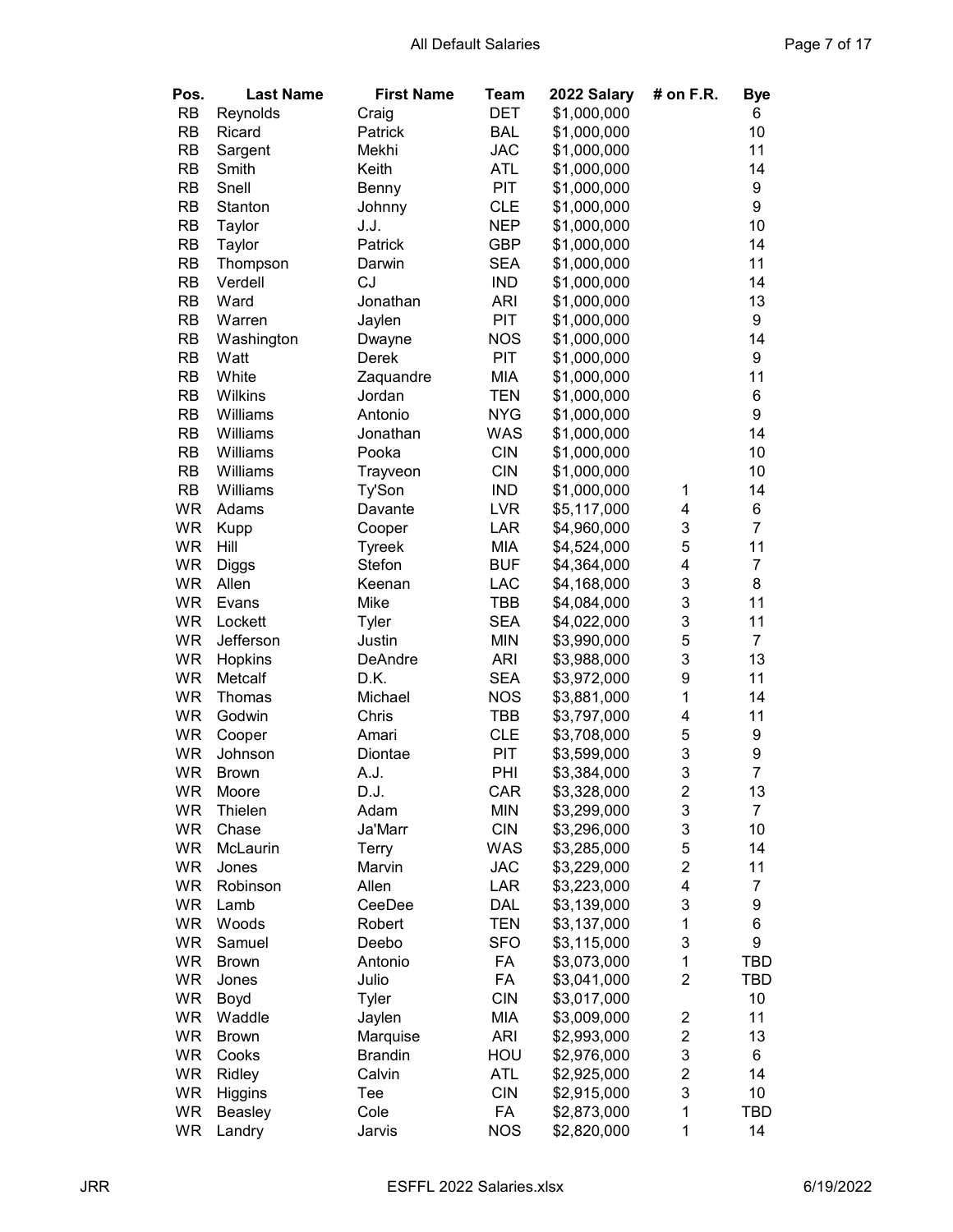| Pos. | Last Name | First Name | Team | 2022 Salary | # on F.R. | Bye |
|---|---|---|---|---|---|---|
| RB | Reynolds | Craig | DET | $1,000,000 | | 6 |
| RB | Ricard | Patrick | BAL | $1,000,000 | | 10 |
| RB | Sargent | Mekhi | JAC | $1,000,000 | | 11 |
| RB | Smith | Keith | ATL | $1,000,000 | | 14 |
| RB | Snell | Benny | PIT | $1,000,000 | | 9 |
| RB | Stanton | Johnny | CLE | $1,000,000 | | 9 |
| RB | Taylor | J.J. | NEP | $1,000,000 | | 10 |
| RB | Taylor | Patrick | GBP | $1,000,000 | | 14 |
| RB | Thompson | Darwin | SEA | $1,000,000 | | 11 |
| RB | Verdell | CJ | IND | $1,000,000 | | 14 |
| RB | Ward | Jonathan | ARI | $1,000,000 | | 13 |
| RB | Warren | Jaylen | PIT | $1,000,000 | | 9 |
| RB | Washington | Dwayne | NOS | $1,000,000 | | 14 |
| RB | Watt | Derek | PIT | $1,000,000 | | 9 |
| RB | White | Zaquandre | MIA | $1,000,000 | | 11 |
| RB | Wilkins | Jordan | TEN | $1,000,000 | | 6 |
| RB | Williams | Antonio | NYG | $1,000,000 | | 9 |
| RB | Williams | Jonathan | WAS | $1,000,000 | | 14 |
| RB | Williams | Pooka | CIN | $1,000,000 | | 10 |
| RB | Williams | Trayveon | CIN | $1,000,000 | | 10 |
| RB | Williams | Ty'Son | IND | $1,000,000 | 1 | 14 |
| WR | Adams | Davante | LVR | $5,117,000 | 4 | 6 |
| WR | Kupp | Cooper | LAR | $4,960,000 | 3 | 7 |
| WR | Hill | Tyreek | MIA | $4,524,000 | 5 | 11 |
| WR | Diggs | Stefon | BUF | $4,364,000 | 4 | 7 |
| WR | Allen | Keenan | LAC | $4,168,000 | 3 | 8 |
| WR | Evans | Mike | TBB | $4,084,000 | 3 | 11 |
| WR | Lockett | Tyler | SEA | $4,022,000 | 3 | 11 |
| WR | Jefferson | Justin | MIN | $3,990,000 | 5 | 7 |
| WR | Hopkins | DeAndre | ARI | $3,988,000 | 3 | 13 |
| WR | Metcalf | D.K. | SEA | $3,972,000 | 9 | 11 |
| WR | Thomas | Michael | NOS | $3,881,000 | 1 | 14 |
| WR | Godwin | Chris | TBB | $3,797,000 | 4 | 11 |
| WR | Cooper | Amari | CLE | $3,708,000 | 5 | 9 |
| WR | Johnson | Diontae | PIT | $3,599,000 | 3 | 9 |
| WR | Brown | A.J. | PHI | $3,384,000 | 3 | 7 |
| WR | Moore | D.J. | CAR | $3,328,000 | 2 | 13 |
| WR | Thielen | Adam | MIN | $3,299,000 | 3 | 7 |
| WR | Chase | Ja'Marr | CIN | $3,296,000 | 3 | 10 |
| WR | McLaurin | Terry | WAS | $3,285,000 | 5 | 14 |
| WR | Jones | Marvin | JAC | $3,229,000 | 2 | 11 |
| WR | Robinson | Allen | LAR | $3,223,000 | 4 | 7 |
| WR | Lamb | CeeDee | DAL | $3,139,000 | 3 | 9 |
| WR | Woods | Robert | TEN | $3,137,000 | 1 | 6 |
| WR | Samuel | Deebo | SFO | $3,115,000 | 3 | 9 |
| WR | Brown | Antonio | FA | $3,073,000 | 1 | TBD |
| WR | Jones | Julio | FA | $3,041,000 | 2 | TBD |
| WR | Boyd | Tyler | CIN | $3,017,000 | | 10 |
| WR | Waddle | Jaylen | MIA | $3,009,000 | 2 | 11 |
| WR | Brown | Marquise | ARI | $2,993,000 | 2 | 13 |
| WR | Cooks | Brandin | HOU | $2,976,000 | 3 | 6 |
| WR | Ridley | Calvin | ATL | $2,925,000 | 2 | 14 |
| WR | Higgins | Tee | CIN | $2,915,000 | 3 | 10 |
| WR | Beasley | Cole | FA | $2,873,000 | 1 | TBD |
| WR | Landry | Jarvis | NOS | $2,820,000 | 1 | 14 |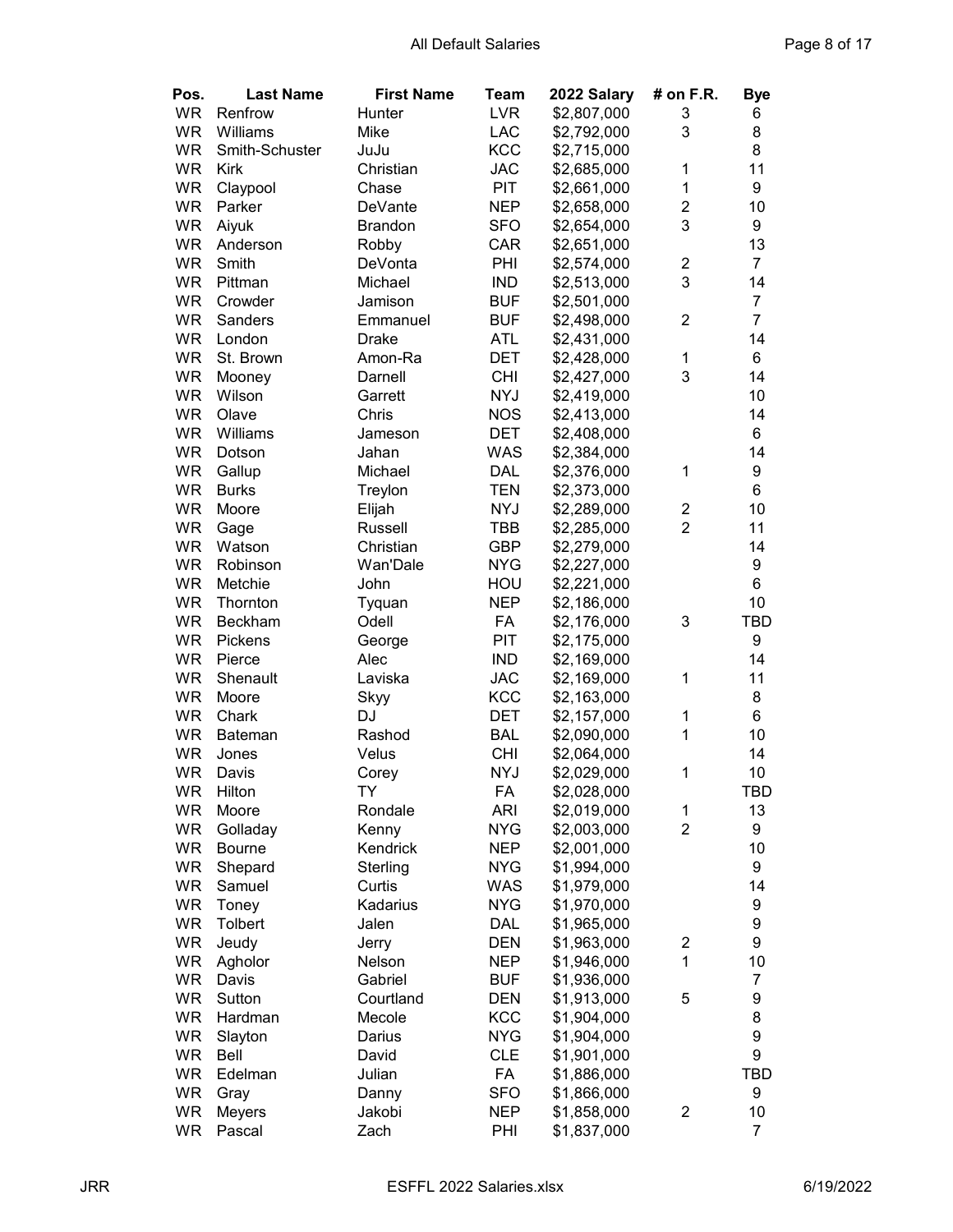| Pos. | Last Name | First Name | Team | 2022 Salary | # on F.R. | Bye |
|---|---|---|---|---|---|---|
| WR | Renfrow | Hunter | LVR | $2,807,000 | 3 | 6 |
| WR | Williams | Mike | LAC | $2,792,000 | 3 | 8 |
| WR | Smith-Schuster | JuJu | KCC | $2,715,000 | | 8 |
| WR | Kirk | Christian | JAC | $2,685,000 | 1 | 11 |
| WR | Claypool | Chase | PIT | $2,661,000 | 1 | 9 |
| WR | Parker | DeVante | NEP | $2,658,000 | 2 | 10 |
| WR | Aiyuk | Brandon | SFO | $2,654,000 | 3 | 9 |
| WR | Anderson | Robby | CAR | $2,651,000 | | 13 |
| WR | Smith | DeVonta | PHI | $2,574,000 | 2 | 7 |
| WR | Pittman | Michael | IND | $2,513,000 | 3 | 14 |
| WR | Crowder | Jamison | BUF | $2,501,000 | | 7 |
| WR | Sanders | Emmanuel | BUF | $2,498,000 | 2 | 7 |
| WR | London | Drake | ATL | $2,431,000 | | 14 |
| WR | St. Brown | Amon-Ra | DET | $2,428,000 | 1 | 6 |
| WR | Mooney | Darnell | CHI | $2,427,000 | 3 | 14 |
| WR | Wilson | Garrett | NYJ | $2,419,000 | | 10 |
| WR | Olave | Chris | NOS | $2,413,000 | | 14 |
| WR | Williams | Jameson | DET | $2,408,000 | | 6 |
| WR | Dotson | Jahan | WAS | $2,384,000 | | 14 |
| WR | Gallup | Michael | DAL | $2,376,000 | 1 | 9 |
| WR | Burks | Treylon | TEN | $2,373,000 | | 6 |
| WR | Moore | Elijah | NYJ | $2,289,000 | 2 | 10 |
| WR | Gage | Russell | TBB | $2,285,000 | 2 | 11 |
| WR | Watson | Christian | GBP | $2,279,000 | | 14 |
| WR | Robinson | Wan'Dale | NYG | $2,227,000 | | 9 |
| WR | Metchie | John | HOU | $2,221,000 | | 6 |
| WR | Thornton | Tyquan | NEP | $2,186,000 | | 10 |
| WR | Beckham | Odell | FA | $2,176,000 | 3 | TBD |
| WR | Pickens | George | PIT | $2,175,000 | | 9 |
| WR | Pierce | Alec | IND | $2,169,000 | | 14 |
| WR | Shenault | Laviska | JAC | $2,169,000 | 1 | 11 |
| WR | Moore | Skyy | KCC | $2,163,000 | | 8 |
| WR | Chark | DJ | DET | $2,157,000 | 1 | 6 |
| WR | Bateman | Rashod | BAL | $2,090,000 | 1 | 10 |
| WR | Jones | Velus | CHI | $2,064,000 | | 14 |
| WR | Davis | Corey | NYJ | $2,029,000 | 1 | 10 |
| WR | Hilton | TY | FA | $2,028,000 | | TBD |
| WR | Moore | Rondale | ARI | $2,019,000 | 1 | 13 |
| WR | Golladay | Kenny | NYG | $2,003,000 | 2 | 9 |
| WR | Bourne | Kendrick | NEP | $2,001,000 | | 10 |
| WR | Shepard | Sterling | NYG | $1,994,000 | | 9 |
| WR | Samuel | Curtis | WAS | $1,979,000 | | 14 |
| WR | Toney | Kadarius | NYG | $1,970,000 | | 9 |
| WR | Tolbert | Jalen | DAL | $1,965,000 | | 9 |
| WR | Jeudy | Jerry | DEN | $1,963,000 | 2 | 9 |
| WR | Agholor | Nelson | NEP | $1,946,000 | 1 | 10 |
| WR | Davis | Gabriel | BUF | $1,936,000 | | 7 |
| WR | Sutton | Courtland | DEN | $1,913,000 | 5 | 9 |
| WR | Hardman | Mecole | KCC | $1,904,000 | | 8 |
| WR | Slayton | Darius | NYG | $1,904,000 | | 9 |
| WR | Bell | David | CLE | $1,901,000 | | 9 |
| WR | Edelman | Julian | FA | $1,886,000 | | TBD |
| WR | Gray | Danny | SFO | $1,866,000 | | 9 |
| WR | Meyers | Jakobi | NEP | $1,858,000 | 2 | 10 |
| WR | Pascal | Zach | PHI | $1,837,000 | | 7 |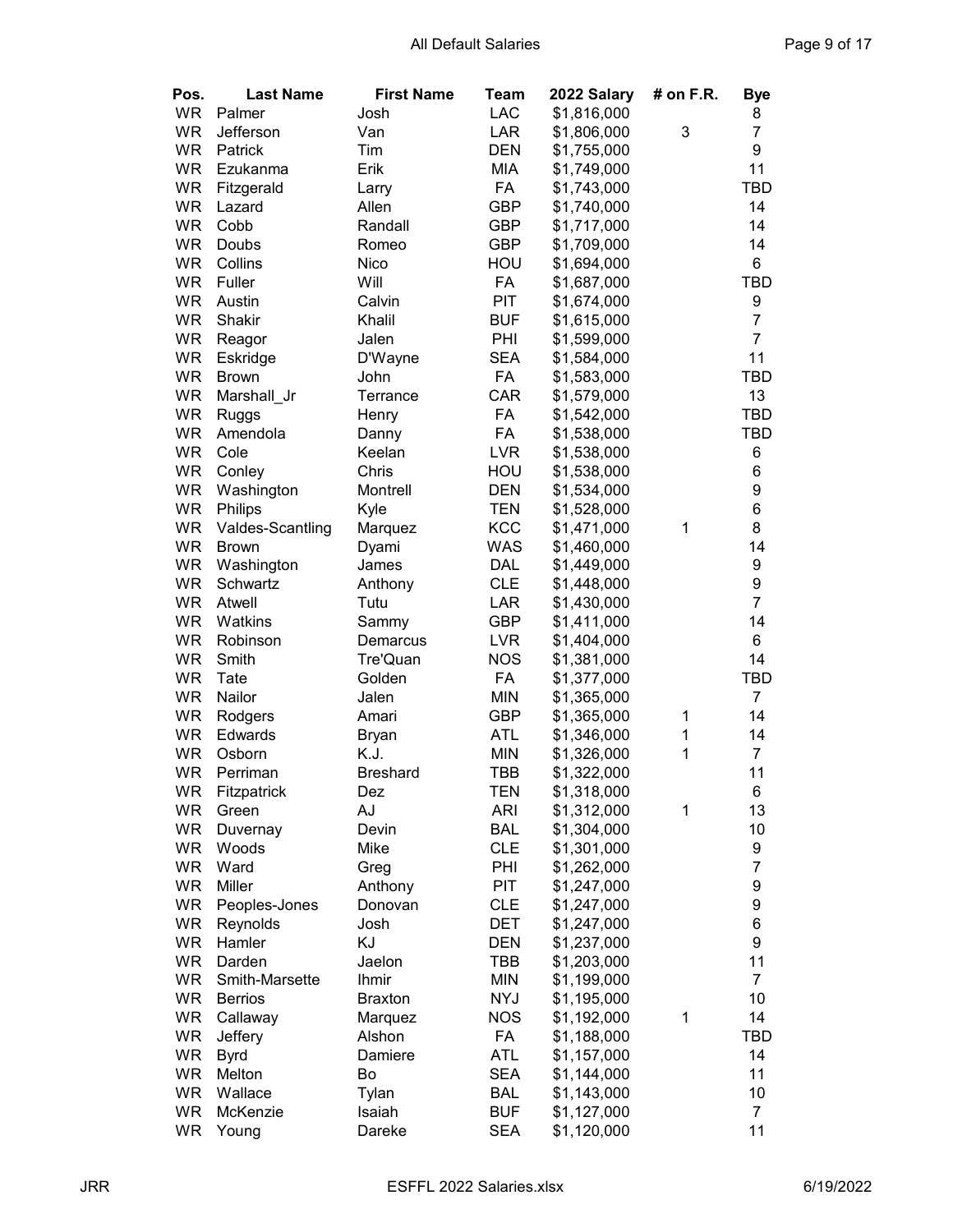| Pos. | Last Name | First Name | Team | 2022 Salary | # on F.R. | Bye |
|---|---|---|---|---|---|---|
| WR | Palmer | Josh | LAC | $1,816,000 | | 8 |
| WR | Jefferson | Van | LAR | $1,806,000 | 3 | 7 |
| WR | Patrick | Tim | DEN | $1,755,000 | | 9 |
| WR | Ezukanma | Erik | MIA | $1,749,000 | | 11 |
| WR | Fitzgerald | Larry | FA | $1,743,000 | | TBD |
| WR | Lazard | Allen | GBP | $1,740,000 | | 14 |
| WR | Cobb | Randall | GBP | $1,717,000 | | 14 |
| WR | Doubs | Romeo | GBP | $1,709,000 | | 14 |
| WR | Collins | Nico | HOU | $1,694,000 | | 6 |
| WR | Fuller | Will | FA | $1,687,000 | | TBD |
| WR | Austin | Calvin | PIT | $1,674,000 | | 9 |
| WR | Shakir | Khalil | BUF | $1,615,000 | | 7 |
| WR | Reagor | Jalen | PHI | $1,599,000 | | 7 |
| WR | Eskridge | D'Wayne | SEA | $1,584,000 | | 11 |
| WR | Brown | John | FA | $1,583,000 | | TBD |
| WR | Marshall_Jr | Terrance | CAR | $1,579,000 | | 13 |
| WR | Ruggs | Henry | FA | $1,542,000 | | TBD |
| WR | Amendola | Danny | FA | $1,538,000 | | TBD |
| WR | Cole | Keelan | LVR | $1,538,000 | | 6 |
| WR | Conley | Chris | HOU | $1,538,000 | | 6 |
| WR | Washington | Montrell | DEN | $1,534,000 | | 9 |
| WR | Philips | Kyle | TEN | $1,528,000 | | 6 |
| WR | Valdes-Scantling | Marquez | KCC | $1,471,000 | 1 | 8 |
| WR | Brown | Dyami | WAS | $1,460,000 | | 14 |
| WR | Washington | James | DAL | $1,449,000 | | 9 |
| WR | Schwartz | Anthony | CLE | $1,448,000 | | 9 |
| WR | Atwell | Tutu | LAR | $1,430,000 | | 7 |
| WR | Watkins | Sammy | GBP | $1,411,000 | | 14 |
| WR | Robinson | Demarcus | LVR | $1,404,000 | | 6 |
| WR | Smith | Tre'Quan | NOS | $1,381,000 | | 14 |
| WR | Tate | Golden | FA | $1,377,000 | | TBD |
| WR | Nailor | Jalen | MIN | $1,365,000 | | 7 |
| WR | Rodgers | Amari | GBP | $1,365,000 | 1 | 14 |
| WR | Edwards | Bryan | ATL | $1,346,000 | 1 | 14 |
| WR | Osborn | K.J. | MIN | $1,326,000 | 1 | 7 |
| WR | Perriman | Breshard | TBB | $1,322,000 | | 11 |
| WR | Fitzpatrick | Dez | TEN | $1,318,000 | | 6 |
| WR | Green | AJ | ARI | $1,312,000 | 1 | 13 |
| WR | Duvernay | Devin | BAL | $1,304,000 | | 10 |
| WR | Woods | Mike | CLE | $1,301,000 | | 9 |
| WR | Ward | Greg | PHI | $1,262,000 | | 7 |
| WR | Miller | Anthony | PIT | $1,247,000 | | 9 |
| WR | Peoples-Jones | Donovan | CLE | $1,247,000 | | 9 |
| WR | Reynolds | Josh | DET | $1,247,000 | | 6 |
| WR | Hamler | KJ | DEN | $1,237,000 | | 9 |
| WR | Darden | Jaelon | TBB | $1,203,000 | | 11 |
| WR | Smith-Marsette | Ihmir | MIN | $1,199,000 | | 7 |
| WR | Berrios | Braxton | NYJ | $1,195,000 | | 10 |
| WR | Callaway | Marquez | NOS | $1,192,000 | 1 | 14 |
| WR | Jeffery | Alshon | FA | $1,188,000 | | TBD |
| WR | Byrd | Damiere | ATL | $1,157,000 | | 14 |
| WR | Melton | Bo | SEA | $1,144,000 | | 11 |
| WR | Wallace | Tylan | BAL | $1,143,000 | | 10 |
| WR | McKenzie | Isaiah | BUF | $1,127,000 | | 7 |
| WR | Young | Dareke | SEA | $1,120,000 | | 11 |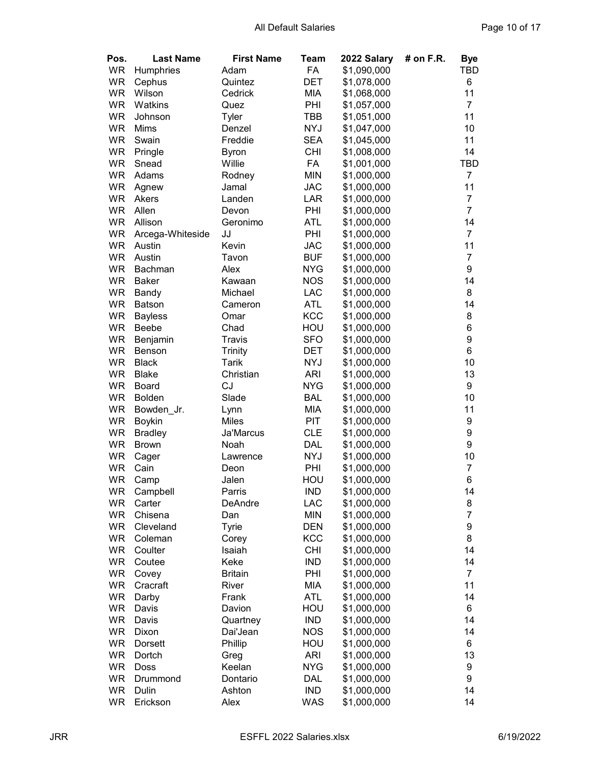| Pos. | Last Name | First Name | Team | 2022 Salary | # on F.R. | Bye |
|---|---|---|---|---|---|---|
| WR | Humphries | Adam | FA | $1,090,000 | | TBD |
| WR | Cephus | Quintez | DET | $1,078,000 | | 6 |
| WR | Wilson | Cedrick | MIA | $1,068,000 | | 11 |
| WR | Watkins | Quez | PHI | $1,057,000 | | 7 |
| WR | Johnson | Tyler | TBB | $1,051,000 | | 11 |
| WR | Mims | Denzel | NYJ | $1,047,000 | | 10 |
| WR | Swain | Freddie | SEA | $1,045,000 | | 11 |
| WR | Pringle | Byron | CHI | $1,008,000 | | 14 |
| WR | Snead | Willie | FA | $1,001,000 | | TBD |
| WR | Adams | Rodney | MIN | $1,000,000 | | 7 |
| WR | Agnew | Jamal | JAC | $1,000,000 | | 11 |
| WR | Akers | Landen | LAR | $1,000,000 | | 7 |
| WR | Allen | Devon | PHI | $1,000,000 | | 7 |
| WR | Allison | Geronimo | ATL | $1,000,000 | | 14 |
| WR | Arcega-Whiteside | JJ | PHI | $1,000,000 | | 7 |
| WR | Austin | Kevin | JAC | $1,000,000 | | 11 |
| WR | Austin | Tavon | BUF | $1,000,000 | | 7 |
| WR | Bachman | Alex | NYG | $1,000,000 | | 9 |
| WR | Baker | Kawaan | NOS | $1,000,000 | | 14 |
| WR | Bandy | Michael | LAC | $1,000,000 | | 8 |
| WR | Batson | Cameron | ATL | $1,000,000 | | 14 |
| WR | Bayless | Omar | KCC | $1,000,000 | | 8 |
| WR | Beebe | Chad | HOU | $1,000,000 | | 6 |
| WR | Benjamin | Travis | SFO | $1,000,000 | | 9 |
| WR | Benson | Trinity | DET | $1,000,000 | | 6 |
| WR | Black | Tarik | NYJ | $1,000,000 | | 10 |
| WR | Blake | Christian | ARI | $1,000,000 | | 13 |
| WR | Board | CJ | NYG | $1,000,000 | | 9 |
| WR | Bolden | Slade | BAL | $1,000,000 | | 10 |
| WR | Bowden_Jr. | Lynn | MIA | $1,000,000 | | 11 |
| WR | Boykin | Miles | PIT | $1,000,000 | | 9 |
| WR | Bradley | Ja'Marcus | CLE | $1,000,000 | | 9 |
| WR | Brown | Noah | DAL | $1,000,000 | | 9 |
| WR | Cager | Lawrence | NYJ | $1,000,000 | | 10 |
| WR | Cain | Deon | PHI | $1,000,000 | | 7 |
| WR | Camp | Jalen | HOU | $1,000,000 | | 6 |
| WR | Campbell | Parris | IND | $1,000,000 | | 14 |
| WR | Carter | DeAndre | LAC | $1,000,000 | | 8 |
| WR | Chisena | Dan | MIN | $1,000,000 | | 7 |
| WR | Cleveland | Tyrie | DEN | $1,000,000 | | 9 |
| WR | Coleman | Corey | KCC | $1,000,000 | | 8 |
| WR | Coulter | Isaiah | CHI | $1,000,000 | | 14 |
| WR | Coutee | Keke | IND | $1,000,000 | | 14 |
| WR | Covey | Britain | PHI | $1,000,000 | | 7 |
| WR | Cracraft | River | MIA | $1,000,000 | | 11 |
| WR | Darby | Frank | ATL | $1,000,000 | | 14 |
| WR | Davis | Davion | HOU | $1,000,000 | | 6 |
| WR | Davis | Quartney | IND | $1,000,000 | | 14 |
| WR | Dixon | Dai'Jean | NOS | $1,000,000 | | 14 |
| WR | Dorsett | Phillip | HOU | $1,000,000 | | 6 |
| WR | Dortch | Greg | ARI | $1,000,000 | | 13 |
| WR | Doss | Keelan | NYG | $1,000,000 | | 9 |
| WR | Drummond | Dontario | DAL | $1,000,000 | | 9 |
| WR | Dulin | Ashton | IND | $1,000,000 | | 14 |
| WR | Erickson | Alex | WAS | $1,000,000 | | 14 |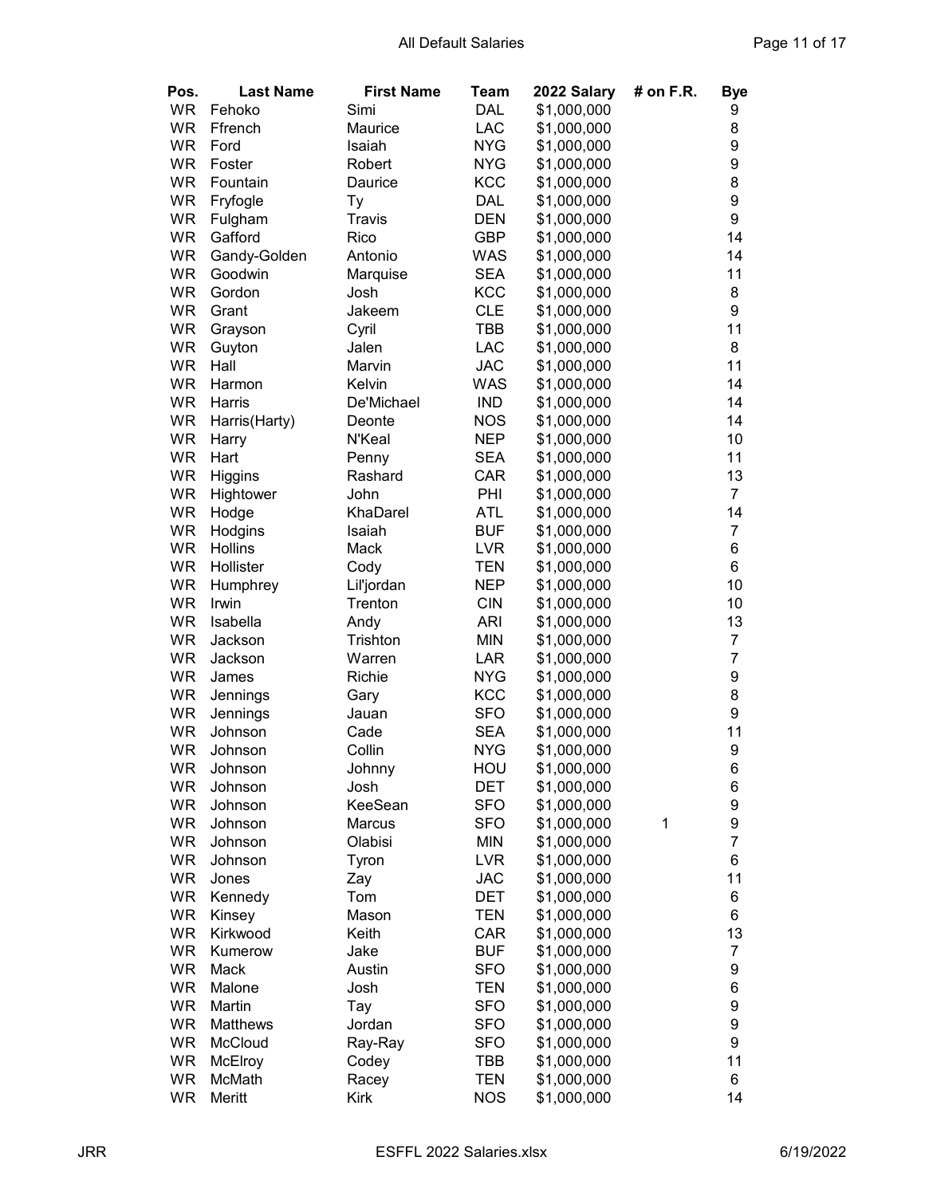| Pos. | Last Name | First Name | Team | 2022 Salary | # on F.R. | Bye |
|---|---|---|---|---|---|---|
| WR | Fehoko | Simi | DAL | $1,000,000 | | 9 |
| WR | Ffrench | Maurice | LAC | $1,000,000 | | 8 |
| WR | Ford | Isaiah | NYG | $1,000,000 | | 9 |
| WR | Foster | Robert | NYG | $1,000,000 | | 9 |
| WR | Fountain | Daurice | KCC | $1,000,000 | | 8 |
| WR | Fryfogle | Ty | DAL | $1,000,000 | | 9 |
| WR | Fulgham | Travis | DEN | $1,000,000 | | 9 |
| WR | Gafford | Rico | GBP | $1,000,000 | | 14 |
| WR | Gandy-Golden | Antonio | WAS | $1,000,000 | | 14 |
| WR | Goodwin | Marquise | SEA | $1,000,000 | | 11 |
| WR | Gordon | Josh | KCC | $1,000,000 | | 8 |
| WR | Grant | Jakeem | CLE | $1,000,000 | | 9 |
| WR | Grayson | Cyril | TBB | $1,000,000 | | 11 |
| WR | Guyton | Jalen | LAC | $1,000,000 | | 8 |
| WR | Hall | Marvin | JAC | $1,000,000 | | 11 |
| WR | Harmon | Kelvin | WAS | $1,000,000 | | 14 |
| WR | Harris | De'Michael | IND | $1,000,000 | | 14 |
| WR | Harris(Harty) | Deonte | NOS | $1,000,000 | | 14 |
| WR | Harry | N'Keal | NEP | $1,000,000 | | 10 |
| WR | Hart | Penny | SEA | $1,000,000 | | 11 |
| WR | Higgins | Rashard | CAR | $1,000,000 | | 13 |
| WR | Hightower | John | PHI | $1,000,000 | | 7 |
| WR | Hodge | KhaDarel | ATL | $1,000,000 | | 14 |
| WR | Hodgins | Isaiah | BUF | $1,000,000 | | 7 |
| WR | Hollins | Mack | LVR | $1,000,000 | | 6 |
| WR | Hollister | Cody | TEN | $1,000,000 | | 6 |
| WR | Humphrey | Lil'jordan | NEP | $1,000,000 | | 10 |
| WR | Irwin | Trenton | CIN | $1,000,000 | | 10 |
| WR | Isabella | Andy | ARI | $1,000,000 | | 13 |
| WR | Jackson | Trishton | MIN | $1,000,000 | | 7 |
| WR | Jackson | Warren | LAR | $1,000,000 | | 7 |
| WR | James | Richie | NYG | $1,000,000 | | 9 |
| WR | Jennings | Gary | KCC | $1,000,000 | | 8 |
| WR | Jennings | Jauan | SFO | $1,000,000 | | 9 |
| WR | Johnson | Cade | SEA | $1,000,000 | | 11 |
| WR | Johnson | Collin | NYG | $1,000,000 | | 9 |
| WR | Johnson | Johnny | HOU | $1,000,000 | | 6 |
| WR | Johnson | Josh | DET | $1,000,000 | | 6 |
| WR | Johnson | KeeSean | SFO | $1,000,000 | | 9 |
| WR | Johnson | Marcus | SFO | $1,000,000 | 1 | 9 |
| WR | Johnson | Olabisi | MIN | $1,000,000 | | 7 |
| WR | Johnson | Tyron | LVR | $1,000,000 | | 6 |
| WR | Jones | Zay | JAC | $1,000,000 | | 11 |
| WR | Kennedy | Tom | DET | $1,000,000 | | 6 |
| WR | Kinsey | Mason | TEN | $1,000,000 | | 6 |
| WR | Kirkwood | Keith | CAR | $1,000,000 | | 13 |
| WR | Kumerow | Jake | BUF | $1,000,000 | | 7 |
| WR | Mack | Austin | SFO | $1,000,000 | | 9 |
| WR | Malone | Josh | TEN | $1,000,000 | | 6 |
| WR | Martin | Tay | SFO | $1,000,000 | | 9 |
| WR | Matthews | Jordan | SFO | $1,000,000 | | 9 |
| WR | McCloud | Ray-Ray | SFO | $1,000,000 | | 9 |
| WR | McElroy | Codey | TBB | $1,000,000 | | 11 |
| WR | McMath | Racey | TEN | $1,000,000 | | 6 |
| WR | Meritt | Kirk | NOS | $1,000,000 | | 14 |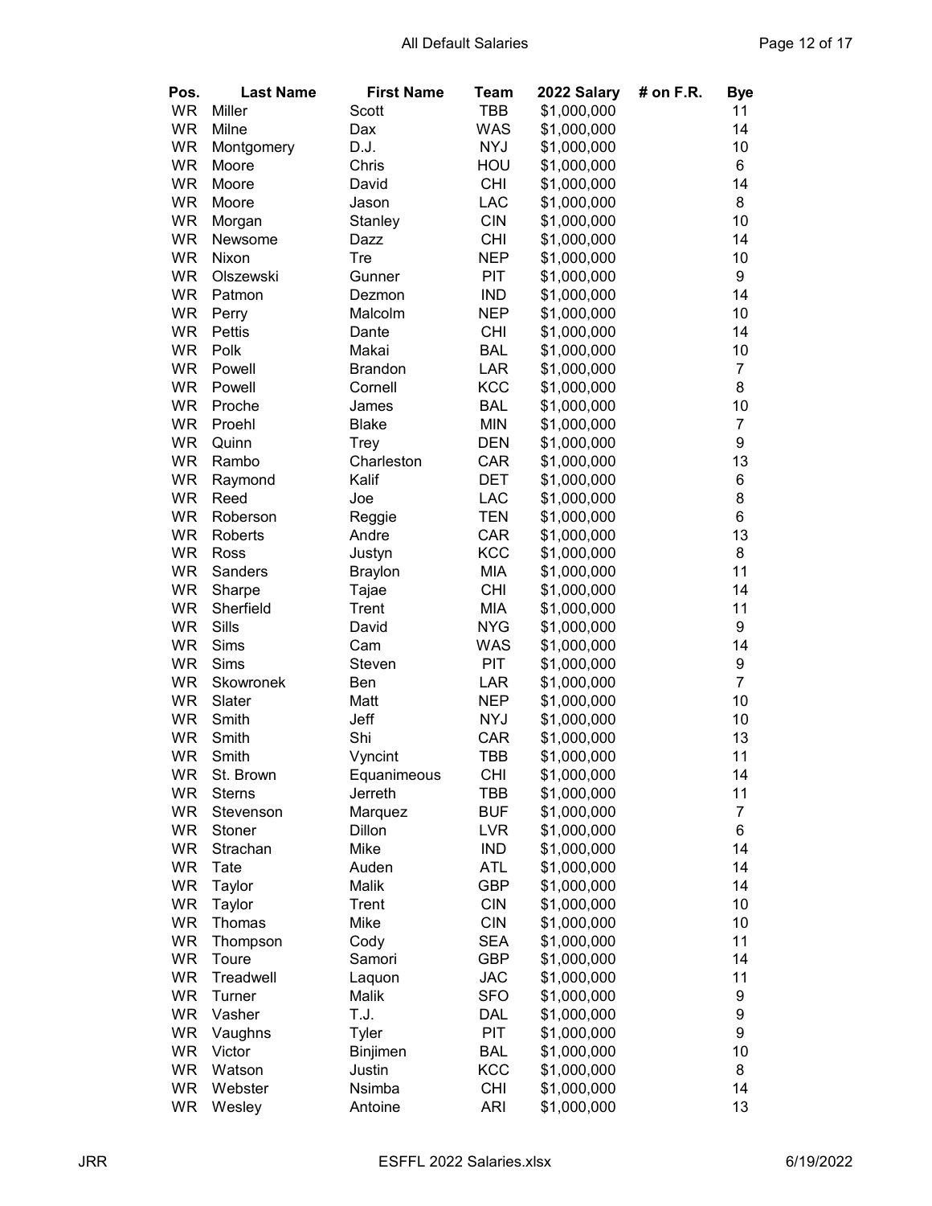| Pos. | Last Name | First Name | Team | 2022 Salary | # on F.R. | Bye |
|---|---|---|---|---|---|---|
| WR | Miller | Scott | TBB | $1,000,000 | | 11 |
| WR | Milne | Dax | WAS | $1,000,000 | | 14 |
| WR | Montgomery | D.J. | NYJ | $1,000,000 | | 10 |
| WR | Moore | Chris | HOU | $1,000,000 | | 6 |
| WR | Moore | David | CHI | $1,000,000 | | 14 |
| WR | Moore | Jason | LAC | $1,000,000 | | 8 |
| WR | Morgan | Stanley | CIN | $1,000,000 | | 10 |
| WR | Newsome | Dazz | CHI | $1,000,000 | | 14 |
| WR | Nixon | Tre | NEP | $1,000,000 | | 10 |
| WR | Olszewski | Gunner | PIT | $1,000,000 | | 9 |
| WR | Patmon | Dezmon | IND | $1,000,000 | | 14 |
| WR | Perry | Malcolm | NEP | $1,000,000 | | 10 |
| WR | Pettis | Dante | CHI | $1,000,000 | | 14 |
| WR | Polk | Makai | BAL | $1,000,000 | | 10 |
| WR | Powell | Brandon | LAR | $1,000,000 | | 7 |
| WR | Powell | Cornell | KCC | $1,000,000 | | 8 |
| WR | Proche | James | BAL | $1,000,000 | | 10 |
| WR | Proehl | Blake | MIN | $1,000,000 | | 7 |
| WR | Quinn | Trey | DEN | $1,000,000 | | 9 |
| WR | Rambo | Charleston | CAR | $1,000,000 | | 13 |
| WR | Raymond | Kalif | DET | $1,000,000 | | 6 |
| WR | Reed | Joe | LAC | $1,000,000 | | 8 |
| WR | Roberson | Reggie | TEN | $1,000,000 | | 6 |
| WR | Roberts | Andre | CAR | $1,000,000 | | 13 |
| WR | Ross | Justyn | KCC | $1,000,000 | | 8 |
| WR | Sanders | Braylon | MIA | $1,000,000 | | 11 |
| WR | Sharpe | Tajae | CHI | $1,000,000 | | 14 |
| WR | Sherfield | Trent | MIA | $1,000,000 | | 11 |
| WR | Sills | David | NYG | $1,000,000 | | 9 |
| WR | Sims | Cam | WAS | $1,000,000 | | 14 |
| WR | Sims | Steven | PIT | $1,000,000 | | 9 |
| WR | Skowronek | Ben | LAR | $1,000,000 | | 7 |
| WR | Slater | Matt | NEP | $1,000,000 | | 10 |
| WR | Smith | Jeff | NYJ | $1,000,000 | | 10 |
| WR | Smith | Shi | CAR | $1,000,000 | | 13 |
| WR | Smith | Vyncint | TBB | $1,000,000 | | 11 |
| WR | St. Brown | Equanimeous | CHI | $1,000,000 | | 14 |
| WR | Sterns | Jerreth | TBB | $1,000,000 | | 11 |
| WR | Stevenson | Marquez | BUF | $1,000,000 | | 7 |
| WR | Stoner | Dillon | LVR | $1,000,000 | | 6 |
| WR | Strachan | Mike | IND | $1,000,000 | | 14 |
| WR | Tate | Auden | ATL | $1,000,000 | | 14 |
| WR | Taylor | Malik | GBP | $1,000,000 | | 14 |
| WR | Taylor | Trent | CIN | $1,000,000 | | 10 |
| WR | Thomas | Mike | CIN | $1,000,000 | | 10 |
| WR | Thompson | Cody | SEA | $1,000,000 | | 11 |
| WR | Toure | Samori | GBP | $1,000,000 | | 14 |
| WR | Treadwell | Laquon | JAC | $1,000,000 | | 11 |
| WR | Turner | Malik | SFO | $1,000,000 | | 9 |
| WR | Vasher | T.J. | DAL | $1,000,000 | | 9 |
| WR | Vaughns | Tyler | PIT | $1,000,000 | | 9 |
| WR | Victor | Binjimen | BAL | $1,000,000 | | 10 |
| WR | Watson | Justin | KCC | $1,000,000 | | 8 |
| WR | Webster | Nsimba | CHI | $1,000,000 | | 14 |
| WR | Wesley | Antoine | ARI | $1,000,000 | | 13 |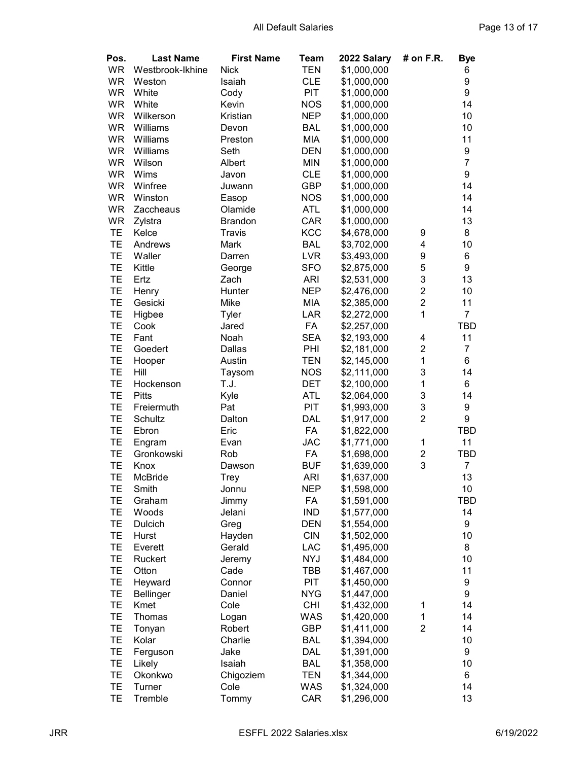| Pos. | Last Name | First Name | Team | 2022 Salary | # on F.R. | Bye |
|---|---|---|---|---|---|---|
| WR | Westbrook-Ikhine | Nick | TEN | $1,000,000 | | 6 |
| WR | Weston | Isaiah | CLE | $1,000,000 | | 9 |
| WR | White | Cody | PIT | $1,000,000 | | 9 |
| WR | White | Kevin | NOS | $1,000,000 | | 14 |
| WR | Wilkerson | Kristian | NEP | $1,000,000 | | 10 |
| WR | Williams | Devon | BAL | $1,000,000 | | 10 |
| WR | Williams | Preston | MIA | $1,000,000 | | 11 |
| WR | Williams | Seth | DEN | $1,000,000 | | 9 |
| WR | Wilson | Albert | MIN | $1,000,000 | | 7 |
| WR | Wims | Javon | CLE | $1,000,000 | | 9 |
| WR | Winfree | Juwann | GBP | $1,000,000 | | 14 |
| WR | Winston | Easop | NOS | $1,000,000 | | 14 |
| WR | Zaccheaus | Olamide | ATL | $1,000,000 | | 14 |
| WR | Zylstra | Brandon | CAR | $1,000,000 | | 13 |
| TE | Kelce | Travis | KCC | $4,678,000 | 9 | 8 |
| TE | Andrews | Mark | BAL | $3,702,000 | 4 | 10 |
| TE | Waller | Darren | LVR | $3,493,000 | 9 | 6 |
| TE | Kittle | George | SFO | $2,875,000 | 5 | 9 |
| TE | Ertz | Zach | ARI | $2,531,000 | 3 | 13 |
| TE | Henry | Hunter | NEP | $2,476,000 | 2 | 10 |
| TE | Gesicki | Mike | MIA | $2,385,000 | 2 | 11 |
| TE | Higbee | Tyler | LAR | $2,272,000 | 1 | 7 |
| TE | Cook | Jared | FA | $2,257,000 | | TBD |
| TE | Fant | Noah | SEA | $2,193,000 | 4 | 11 |
| TE | Goedert | Dallas | PHI | $2,181,000 | 2 | 7 |
| TE | Hooper | Austin | TEN | $2,145,000 | 1 | 6 |
| TE | Hill | Taysom | NOS | $2,111,000 | 3 | 14 |
| TE | Hockenson | T.J. | DET | $2,100,000 | 1 | 6 |
| TE | Pitts | Kyle | ATL | $2,064,000 | 3 | 14 |
| TE | Freiermuth | Pat | PIT | $1,993,000 | 3 | 9 |
| TE | Schultz | Dalton | DAL | $1,917,000 | 2 | 9 |
| TE | Ebron | Eric | FA | $1,822,000 | | TBD |
| TE | Engram | Evan | JAC | $1,771,000 | 1 | 11 |
| TE | Gronkowski | Rob | FA | $1,698,000 | 2 | TBD |
| TE | Knox | Dawson | BUF | $1,639,000 | 3 | 7 |
| TE | McBride | Trey | ARI | $1,637,000 | | 13 |
| TE | Smith | Jonnu | NEP | $1,598,000 | | 10 |
| TE | Graham | Jimmy | FA | $1,591,000 | | TBD |
| TE | Woods | Jelani | IND | $1,577,000 | | 14 |
| TE | Dulcich | Greg | DEN | $1,554,000 | | 9 |
| TE | Hurst | Hayden | CIN | $1,502,000 | | 10 |
| TE | Everett | Gerald | LAC | $1,495,000 | | 8 |
| TE | Ruckert | Jeremy | NYJ | $1,484,000 | | 10 |
| TE | Otton | Cade | TBB | $1,467,000 | | 11 |
| TE | Heyward | Connor | PIT | $1,450,000 | | 9 |
| TE | Bellinger | Daniel | NYG | $1,447,000 | | 9 |
| TE | Kmet | Cole | CHI | $1,432,000 | 1 | 14 |
| TE | Thomas | Logan | WAS | $1,420,000 | 1 | 14 |
| TE | Tonyan | Robert | GBP | $1,411,000 | 2 | 14 |
| TE | Kolar | Charlie | BAL | $1,394,000 | | 10 |
| TE | Ferguson | Jake | DAL | $1,391,000 | | 9 |
| TE | Likely | Isaiah | BAL | $1,358,000 | | 10 |
| TE | Okonkwo | Chigoziem | TEN | $1,344,000 | | 6 |
| TE | Turner | Cole | WAS | $1,324,000 | | 14 |
| TE | Tremble | Tommy | CAR | $1,296,000 | | 13 |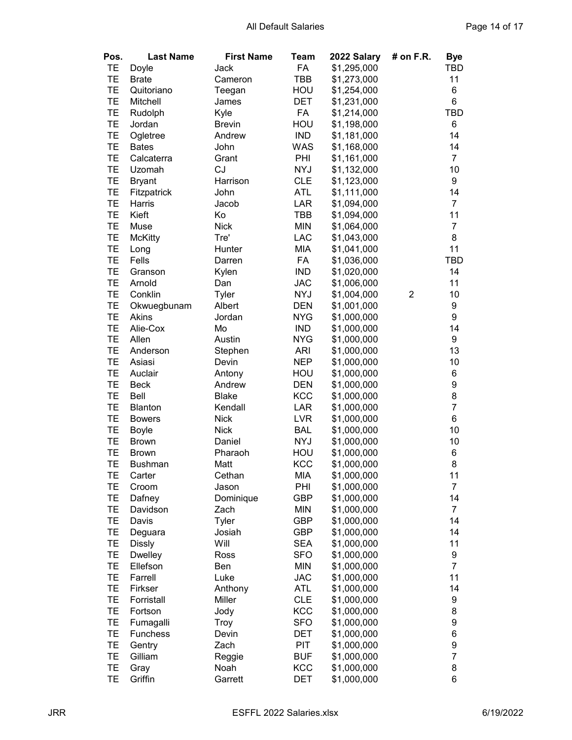| Pos. | Last Name | First Name | Team | 2022 Salary | # on F.R. | Bye |
|---|---|---|---|---|---|---|
| TE | Doyle | Jack | FA | $1,295,000 | | TBD |
| TE | Brate | Cameron | TBB | $1,273,000 | | 11 |
| TE | Quitoriano | Teegan | HOU | $1,254,000 | | 6 |
| TE | Mitchell | James | DET | $1,231,000 | | 6 |
| TE | Rudolph | Kyle | FA | $1,214,000 | | TBD |
| TE | Jordan | Brevin | HOU | $1,198,000 | | 6 |
| TE | Ogletree | Andrew | IND | $1,181,000 | | 14 |
| TE | Bates | John | WAS | $1,168,000 | | 14 |
| TE | Calcaterra | Grant | PHI | $1,161,000 | | 7 |
| TE | Uzomah | CJ | NYJ | $1,132,000 | | 10 |
| TE | Bryant | Harrison | CLE | $1,123,000 | | 9 |
| TE | Fitzpatrick | John | ATL | $1,111,000 | | 14 |
| TE | Harris | Jacob | LAR | $1,094,000 | | 7 |
| TE | Kieft | Ko | TBB | $1,094,000 | | 11 |
| TE | Muse | Nick | MIN | $1,064,000 | | 7 |
| TE | McKitty | Tre' | LAC | $1,043,000 | | 8 |
| TE | Long | Hunter | MIA | $1,041,000 | | 11 |
| TE | Fells | Darren | FA | $1,036,000 | | TBD |
| TE | Granson | Kylen | IND | $1,020,000 | | 14 |
| TE | Arnold | Dan | JAC | $1,006,000 | | 11 |
| TE | Conklin | Tyler | NYJ | $1,004,000 | 2 | 10 |
| TE | Okwuegbunam | Albert | DEN | $1,001,000 | | 9 |
| TE | Akins | Jordan | NYG | $1,000,000 | | 9 |
| TE | Alie-Cox | Mo | IND | $1,000,000 | | 14 |
| TE | Allen | Austin | NYG | $1,000,000 | | 9 |
| TE | Anderson | Stephen | ARI | $1,000,000 | | 13 |
| TE | Asiasi | Devin | NEP | $1,000,000 | | 10 |
| TE | Auclair | Antony | HOU | $1,000,000 | | 6 |
| TE | Beck | Andrew | DEN | $1,000,000 | | 9 |
| TE | Bell | Blake | KCC | $1,000,000 | | 8 |
| TE | Blanton | Kendall | LAR | $1,000,000 | | 7 |
| TE | Bowers | Nick | LVR | $1,000,000 | | 6 |
| TE | Boyle | Nick | BAL | $1,000,000 | | 10 |
| TE | Brown | Daniel | NYJ | $1,000,000 | | 10 |
| TE | Brown | Pharaoh | HOU | $1,000,000 | | 6 |
| TE | Bushman | Matt | KCC | $1,000,000 | | 8 |
| TE | Carter | Cethan | MIA | $1,000,000 | | 11 |
| TE | Croom | Jason | PHI | $1,000,000 | | 7 |
| TE | Dafney | Dominique | GBP | $1,000,000 | | 14 |
| TE | Davidson | Zach | MIN | $1,000,000 | | 7 |
| TE | Davis | Tyler | GBP | $1,000,000 | | 14 |
| TE | Deguara | Josiah | GBP | $1,000,000 | | 14 |
| TE | Dissly | Will | SEA | $1,000,000 | | 11 |
| TE | Dwelley | Ross | SFO | $1,000,000 | | 9 |
| TE | Ellefson | Ben | MIN | $1,000,000 | | 7 |
| TE | Farrell | Luke | JAC | $1,000,000 | | 11 |
| TE | Firkser | Anthony | ATL | $1,000,000 | | 14 |
| TE | Forristall | Miller | CLE | $1,000,000 | | 9 |
| TE | Fortson | Jody | KCC | $1,000,000 | | 8 |
| TE | Fumagalli | Troy | SFO | $1,000,000 | | 9 |
| TE | Funchess | Devin | DET | $1,000,000 | | 6 |
| TE | Gentry | Zach | PIT | $1,000,000 | | 9 |
| TE | Gilliam | Reggie | BUF | $1,000,000 | | 7 |
| TE | Gray | Noah | KCC | $1,000,000 | | 8 |
| TE | Griffin | Garrett | DET | $1,000,000 | | 6 |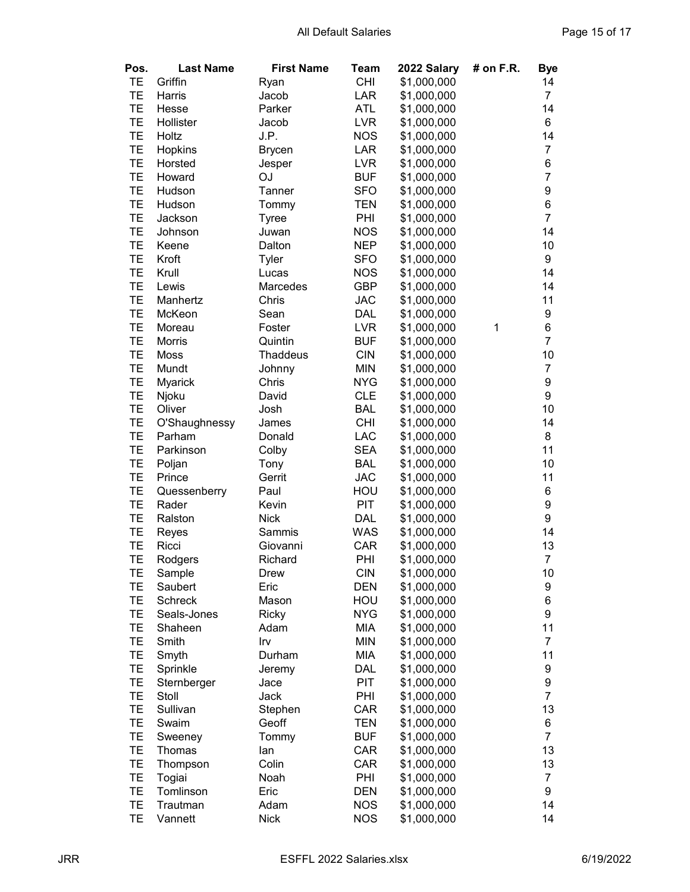| Pos. | Last Name | First Name | Team | 2022 Salary | # on F.R. | Bye |
|---|---|---|---|---|---|---|
| TE | Griffin | Ryan | CHI | $1,000,000 | | 14 |
| TE | Harris | Jacob | LAR | $1,000,000 | | 7 |
| TE | Hesse | Parker | ATL | $1,000,000 | | 14 |
| TE | Hollister | Jacob | LVR | $1,000,000 | | 6 |
| TE | Holtz | J.P. | NOS | $1,000,000 | | 14 |
| TE | Hopkins | Brycen | LAR | $1,000,000 | | 7 |
| TE | Horsted | Jesper | LVR | $1,000,000 | | 6 |
| TE | Howard | OJ | BUF | $1,000,000 | | 7 |
| TE | Hudson | Tanner | SFO | $1,000,000 | | 9 |
| TE | Hudson | Tommy | TEN | $1,000,000 | | 6 |
| TE | Jackson | Tyree | PHI | $1,000,000 | | 7 |
| TE | Johnson | Juwan | NOS | $1,000,000 | | 14 |
| TE | Keene | Dalton | NEP | $1,000,000 | | 10 |
| TE | Kroft | Tyler | SFO | $1,000,000 | | 9 |
| TE | Krull | Lucas | NOS | $1,000,000 | | 14 |
| TE | Lewis | Marcedes | GBP | $1,000,000 | | 14 |
| TE | Manhertz | Chris | JAC | $1,000,000 | | 11 |
| TE | McKeon | Sean | DAL | $1,000,000 | | 9 |
| TE | Moreau | Foster | LVR | $1,000,000 | 1 | 6 |
| TE | Morris | Quintin | BUF | $1,000,000 | | 7 |
| TE | Moss | Thaddeus | CIN | $1,000,000 | | 10 |
| TE | Mundt | Johnny | MIN | $1,000,000 | | 7 |
| TE | Myarick | Chris | NYG | $1,000,000 | | 9 |
| TE | Njoku | David | CLE | $1,000,000 | | 9 |
| TE | Oliver | Josh | BAL | $1,000,000 | | 10 |
| TE | O'Shaughnessy | James | CHI | $1,000,000 | | 14 |
| TE | Parham | Donald | LAC | $1,000,000 | | 8 |
| TE | Parkinson | Colby | SEA | $1,000,000 | | 11 |
| TE | Poljan | Tony | BAL | $1,000,000 | | 10 |
| TE | Prince | Gerrit | JAC | $1,000,000 | | 11 |
| TE | Quessenberry | Paul | HOU | $1,000,000 | | 6 |
| TE | Rader | Kevin | PIT | $1,000,000 | | 9 |
| TE | Ralston | Nick | DAL | $1,000,000 | | 9 |
| TE | Reyes | Sammis | WAS | $1,000,000 | | 14 |
| TE | Ricci | Giovanni | CAR | $1,000,000 | | 13 |
| TE | Rodgers | Richard | PHI | $1,000,000 | | 7 |
| TE | Sample | Drew | CIN | $1,000,000 | | 10 |
| TE | Saubert | Eric | DEN | $1,000,000 | | 9 |
| TE | Schreck | Mason | HOU | $1,000,000 | | 6 |
| TE | Seals-Jones | Ricky | NYG | $1,000,000 | | 9 |
| TE | Shaheen | Adam | MIA | $1,000,000 | | 11 |
| TE | Smith | Irv | MIN | $1,000,000 | | 7 |
| TE | Smyth | Durham | MIA | $1,000,000 | | 11 |
| TE | Sprinkle | Jeremy | DAL | $1,000,000 | | 9 |
| TE | Sternberger | Jace | PIT | $1,000,000 | | 9 |
| TE | Stoll | Jack | PHI | $1,000,000 | | 7 |
| TE | Sullivan | Stephen | CAR | $1,000,000 | | 13 |
| TE | Swaim | Geoff | TEN | $1,000,000 | | 6 |
| TE | Sweeney | Tommy | BUF | $1,000,000 | | 7 |
| TE | Thomas | Ian | CAR | $1,000,000 | | 13 |
| TE | Thompson | Colin | CAR | $1,000,000 | | 13 |
| TE | Togiai | Noah | PHI | $1,000,000 | | 7 |
| TE | Tomlinson | Eric | DEN | $1,000,000 | | 9 |
| TE | Trautman | Adam | NOS | $1,000,000 | | 14 |
| TE | Vannett | Nick | NOS | $1,000,000 | | 14 |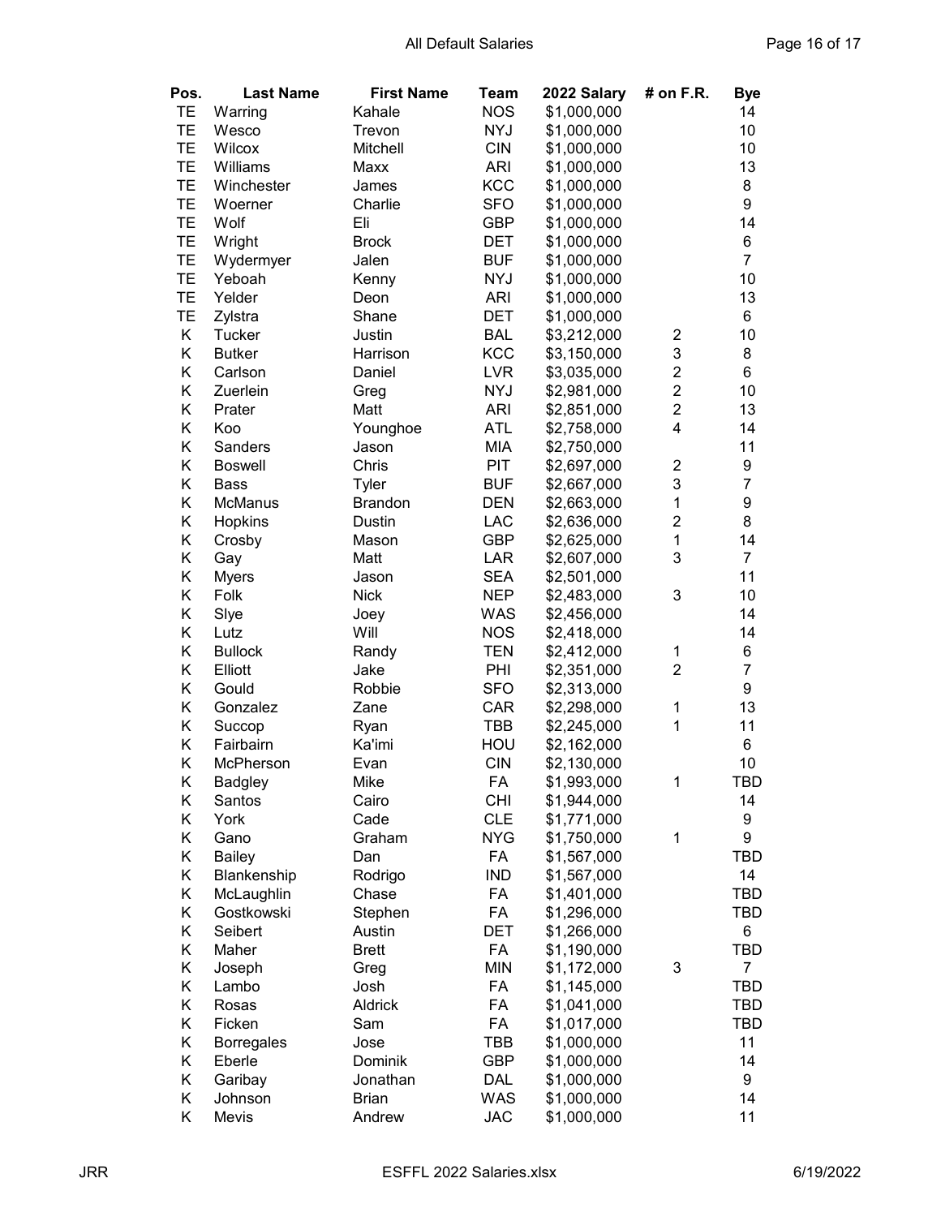| Pos. | Last Name | First Name | Team | 2022 Salary | # on F.R. | Bye |
|---|---|---|---|---|---|---|
| TE | Warring | Kahale | NOS | $1,000,000 | | 14 |
| TE | Wesco | Trevon | NYJ | $1,000,000 | | 10 |
| TE | Wilcox | Mitchell | CIN | $1,000,000 | | 10 |
| TE | Williams | Maxx | ARI | $1,000,000 | | 13 |
| TE | Winchester | James | KCC | $1,000,000 | | 8 |
| TE | Woerner | Charlie | SFO | $1,000,000 | | 9 |
| TE | Wolf | Eli | GBP | $1,000,000 | | 14 |
| TE | Wright | Brock | DET | $1,000,000 | | 6 |
| TE | Wydermyer | Jalen | BUF | $1,000,000 | | 7 |
| TE | Yeboah | Kenny | NYJ | $1,000,000 | | 10 |
| TE | Yelder | Deon | ARI | $1,000,000 | | 13 |
| TE | Zylstra | Shane | DET | $1,000,000 | | 6 |
| K | Tucker | Justin | BAL | $3,212,000 | 2 | 10 |
| K | Butker | Harrison | KCC | $3,150,000 | 3 | 8 |
| K | Carlson | Daniel | LVR | $3,035,000 | 2 | 6 |
| K | Zuerlein | Greg | NYJ | $2,981,000 | 2 | 10 |
| K | Prater | Matt | ARI | $2,851,000 | 2 | 13 |
| K | Koo | Younghoe | ATL | $2,758,000 | 4 | 14 |
| K | Sanders | Jason | MIA | $2,750,000 | | 11 |
| K | Boswell | Chris | PIT | $2,697,000 | 2 | 9 |
| K | Bass | Tyler | BUF | $2,667,000 | 3 | 7 |
| K | McManus | Brandon | DEN | $2,663,000 | 1 | 9 |
| K | Hopkins | Dustin | LAC | $2,636,000 | 2 | 8 |
| K | Crosby | Mason | GBP | $2,625,000 | 1 | 14 |
| K | Gay | Matt | LAR | $2,607,000 | 3 | 7 |
| K | Myers | Jason | SEA | $2,501,000 | | 11 |
| K | Folk | Nick | NEP | $2,483,000 | 3 | 10 |
| K | Slye | Joey | WAS | $2,456,000 | | 14 |
| K | Lutz | Will | NOS | $2,418,000 | | 14 |
| K | Bullock | Randy | TEN | $2,412,000 | 1 | 6 |
| K | Elliott | Jake | PHI | $2,351,000 | 2 | 7 |
| K | Gould | Robbie | SFO | $2,313,000 | | 9 |
| K | Gonzalez | Zane | CAR | $2,298,000 | 1 | 13 |
| K | Succop | Ryan | TBB | $2,245,000 | 1 | 11 |
| K | Fairbairn | Ka'imi | HOU | $2,162,000 | | 6 |
| K | McPherson | Evan | CIN | $2,130,000 | | 10 |
| K | Badgley | Mike | FA | $1,993,000 | 1 | TBD |
| K | Santos | Cairo | CHI | $1,944,000 | | 14 |
| K | York | Cade | CLE | $1,771,000 | | 9 |
| K | Gano | Graham | NYG | $1,750,000 | 1 | 9 |
| K | Bailey | Dan | FA | $1,567,000 | | TBD |
| K | Blankenship | Rodrigo | IND | $1,567,000 | | 14 |
| K | McLaughlin | Chase | FA | $1,401,000 | | TBD |
| K | Gostkowski | Stephen | FA | $1,296,000 | | TBD |
| K | Seibert | Austin | DET | $1,266,000 | | 6 |
| K | Maher | Brett | FA | $1,190,000 | | TBD |
| K | Joseph | Greg | MIN | $1,172,000 | 3 | 7 |
| K | Lambo | Josh | FA | $1,145,000 | | TBD |
| K | Rosas | Aldrick | FA | $1,041,000 | | TBD |
| K | Ficken | Sam | FA | $1,017,000 | | TBD |
| K | Borregales | Jose | TBB | $1,000,000 | | 11 |
| K | Eberle | Dominik | GBP | $1,000,000 | | 14 |
| K | Garibay | Jonathan | DAL | $1,000,000 | | 9 |
| K | Johnson | Brian | WAS | $1,000,000 | | 14 |
| K | Mevis | Andrew | JAC | $1,000,000 | | 11 |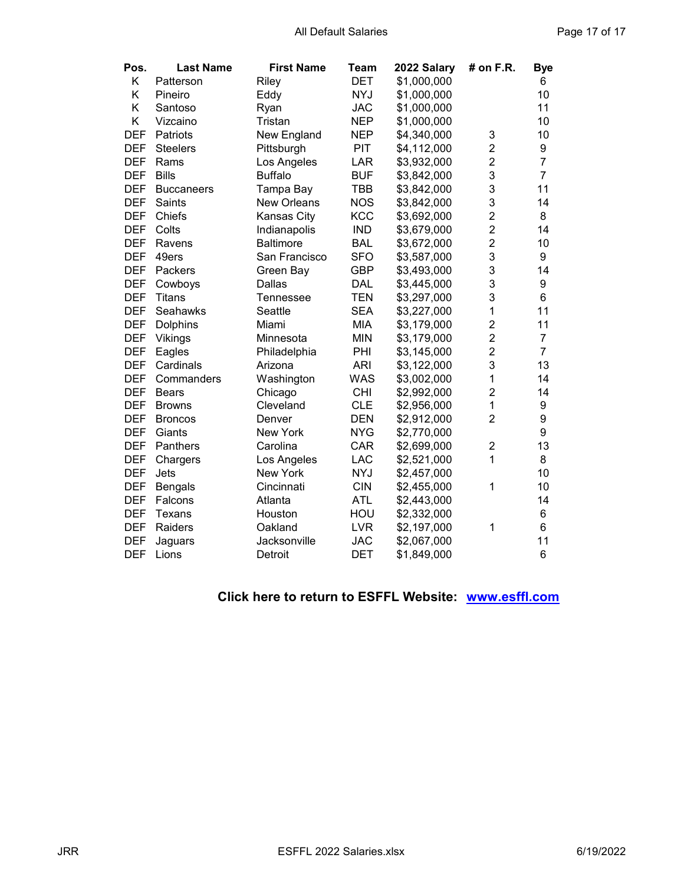| Pos. | Last Name | First Name | Team | 2022 Salary | # on F.R. | Bye |
|---|---|---|---|---|---|---|
| K | Patterson | Riley | DET | $1,000,000 | | 6 |
| K | Pineiro | Eddy | NYJ | $1,000,000 | | 10 |
| K | Santoso | Ryan | JAC | $1,000,000 | | 11 |
| K | Vizcaino | Tristan | NEP | $1,000,000 | | 10 |
| DEF | Patriots | New England | NEP | $4,340,000 | 3 | 10 |
| DEF | Steelers | Pittsburgh | PIT | $4,112,000 | 2 | 9 |
| DEF | Rams | Los Angeles | LAR | $3,932,000 | 2 | 7 |
| DEF | Bills | Buffalo | BUF | $3,842,000 | 3 | 7 |
| DEF | Buccaneers | Tampa Bay | TBB | $3,842,000 | 3 | 11 |
| DEF | Saints | New Orleans | NOS | $3,842,000 | 3 | 14 |
| DEF | Chiefs | Kansas City | KCC | $3,692,000 | 2 | 8 |
| DEF | Colts | Indianapolis | IND | $3,679,000 | 2 | 14 |
| DEF | Ravens | Baltimore | BAL | $3,672,000 | 2 | 10 |
| DEF | 49ers | San Francisco | SFO | $3,587,000 | 3 | 9 |
| DEF | Packers | Green Bay | GBP | $3,493,000 | 3 | 14 |
| DEF | Cowboys | Dallas | DAL | $3,445,000 | 3 | 9 |
| DEF | Titans | Tennessee | TEN | $3,297,000 | 3 | 6 |
| DEF | Seahawks | Seattle | SEA | $3,227,000 | 1 | 11 |
| DEF | Dolphins | Miami | MIA | $3,179,000 | 2 | 11 |
| DEF | Vikings | Minnesota | MIN | $3,179,000 | 2 | 7 |
| DEF | Eagles | Philadelphia | PHI | $3,145,000 | 2 | 7 |
| DEF | Cardinals | Arizona | ARI | $3,122,000 | 3 | 13 |
| DEF | Commanders | Washington | WAS | $3,002,000 | 1 | 14 |
| DEF | Bears | Chicago | CHI | $2,992,000 | 2 | 14 |
| DEF | Browns | Cleveland | CLE | $2,956,000 | 1 | 9 |
| DEF | Broncos | Denver | DEN | $2,912,000 | 2 | 9 |
| DEF | Giants | New York | NYG | $2,770,000 | | 9 |
| DEF | Panthers | Carolina | CAR | $2,699,000 | 2 | 13 |
| DEF | Chargers | Los Angeles | LAC | $2,521,000 | 1 | 8 |
| DEF | Jets | New York | NYJ | $2,457,000 | | 10 |
| DEF | Bengals | Cincinnati | CIN | $2,455,000 | 1 | 10 |
| DEF | Falcons | Atlanta | ATL | $2,443,000 | | 14 |
| DEF | Texans | Houston | HOU | $2,332,000 | | 6 |
| DEF | Raiders | Oakland | LVR | $2,197,000 | 1 | 6 |
| DEF | Jaguars | Jacksonville | JAC | $2,067,000 | | 11 |
| DEF | Lions | Detroit | DET | $1,849,000 | | 6 |

**Click here to return to ESFFL Website: [www.esffl.com](http://www.esffl.com)**